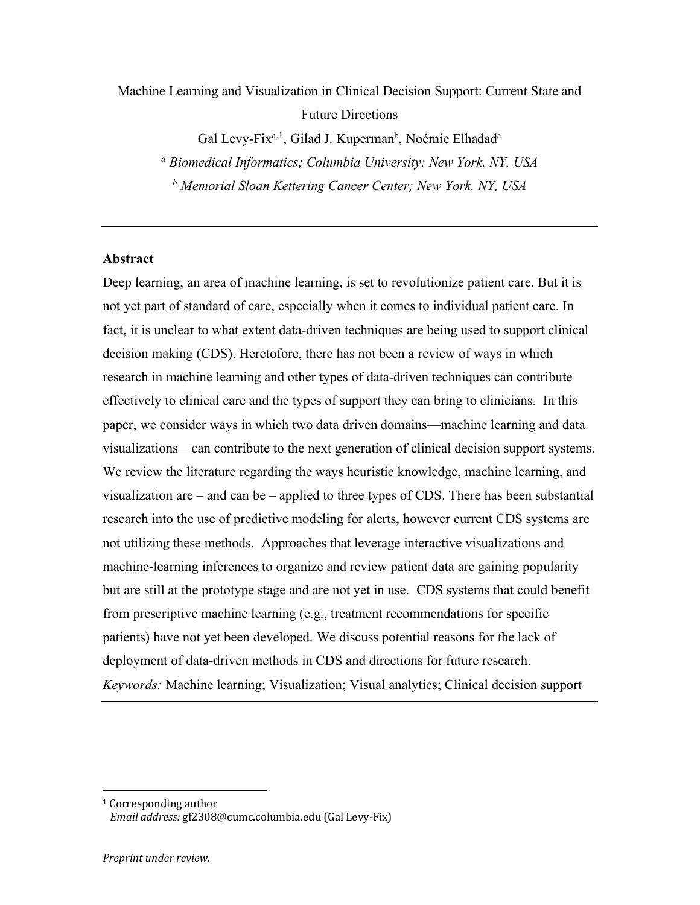# Machine Learning and Visualization in Clinical Decision Support: Current State and Future Directions

Gal Levy-Fix[a,1], Gilad J. Kuperman[b], Noémie Elhadad[a]

[a] *Biomedical Informatics; Columbia University; New York, NY, USA*

[b] *Memorial Sloan Kettering Cancer Center; New York, NY, USA*

---

## Abstract

Deep learning, an area of machine learning, is set to revolutionize patient care. But it is not yet part of standard of care, especially when it comes to individual patient care. In fact, it is unclear to what extent data-driven techniques are being used to support clinical decision making (CDS). Heretofore, there has not been a review of ways in which research in machine learning and other types of data-driven techniques can contribute effectively to clinical care and the types of support they can bring to clinicians. In this paper, we consider ways in which two data driven domains—machine learning and data visualizations—can contribute to the next generation of clinical decision support systems. We review the literature regarding the ways heuristic knowledge, machine learning, and visualization are – and can be – applied to three types of CDS. There has been substantial research into the use of predictive modeling for alerts, however current CDS systems are not utilizing these methods. Approaches that leverage interactive visualizations and machine-learning inferences to organize and review patient data are gaining popularity but are still at the prototype stage and are not yet in use. CDS systems that could benefit from prescriptive machine learning (e.g., treatment recommendations for specific patients) have not yet been developed. We discuss potential reasons for the lack of deployment of data-driven methods in CDS and directions for future research.

*Keywords:* Machine learning; Visualization; Visual analytics; Clinical decision support

---

[1] Corresponding author
*Email address:* gf2308@cumc.columbia.edu (Gal Levy-Fix)

*Preprint under review.*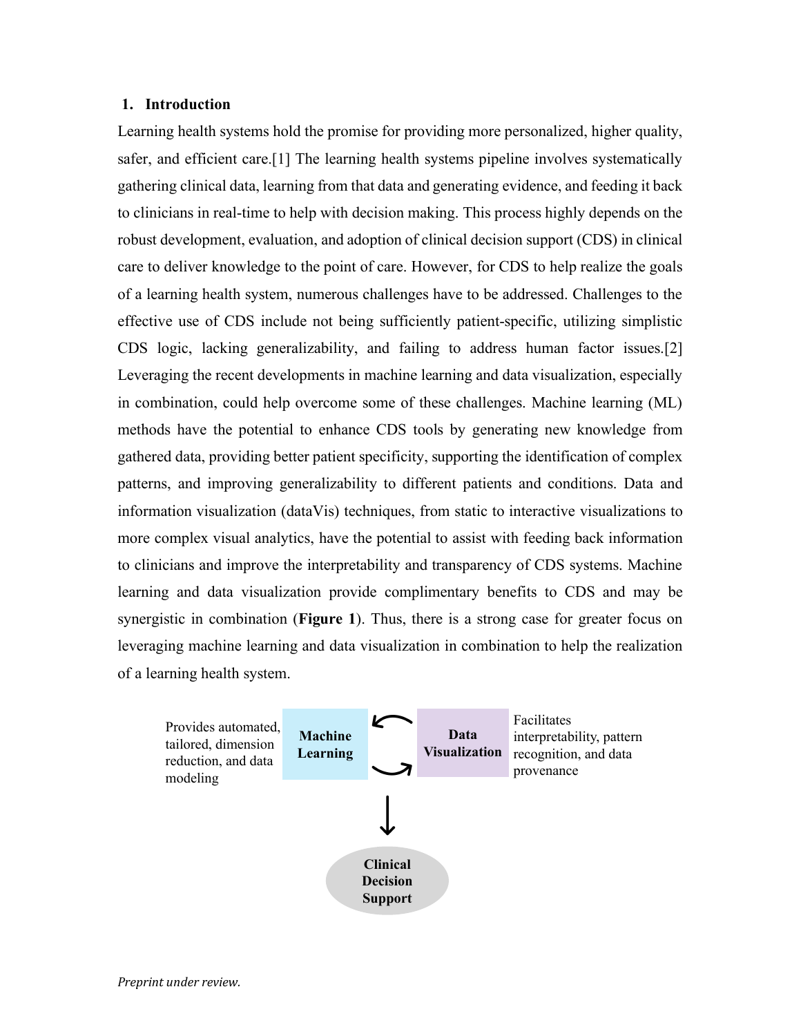## 1. Introduction

Learning health systems hold the promise for providing more personalized, higher quality, safer, and efficient care.[1] The learning health systems pipeline involves systematically gathering clinical data, learning from that data and generating evidence, and feeding it back to clinicians in real-time to help with decision making. This process highly depends on the robust development, evaluation, and adoption of clinical decision support (CDS) in clinical care to deliver knowledge to the point of care. However, for CDS to help realize the goals of a learning health system, numerous challenges have to be addressed. Challenges to the effective use of CDS include not being sufficiently patient-specific, utilizing simplistic CDS logic, lacking generalizability, and failing to address human factor issues.[2] Leveraging the recent developments in machine learning and data visualization, especially in combination, could help overcome some of these challenges. Machine learning (ML) methods have the potential to enhance CDS tools by generating new knowledge from gathered data, providing better patient specificity, supporting the identification of complex patterns, and improving generalizability to different patients and conditions. Data and information visualization (dataVis) techniques, from static to interactive visualizations to more complex visual analytics, have the potential to assist with feeding back information to clinicians and improve the interpretability and transparency of CDS systems. Machine learning and data visualization provide complimentary benefits to CDS and may be synergistic in combination (**Figure 1**). Thus, there is a strong case for greater focus on leveraging machine learning and data visualization in combination to help the realization of a learning health system.

Provides automated, tailored, dimension reduction, and data modeling

**Machine Learning**

**Data Visualization**

Facilitates interpretability, pattern recognition, and data provenance

**Clinical Decision Support**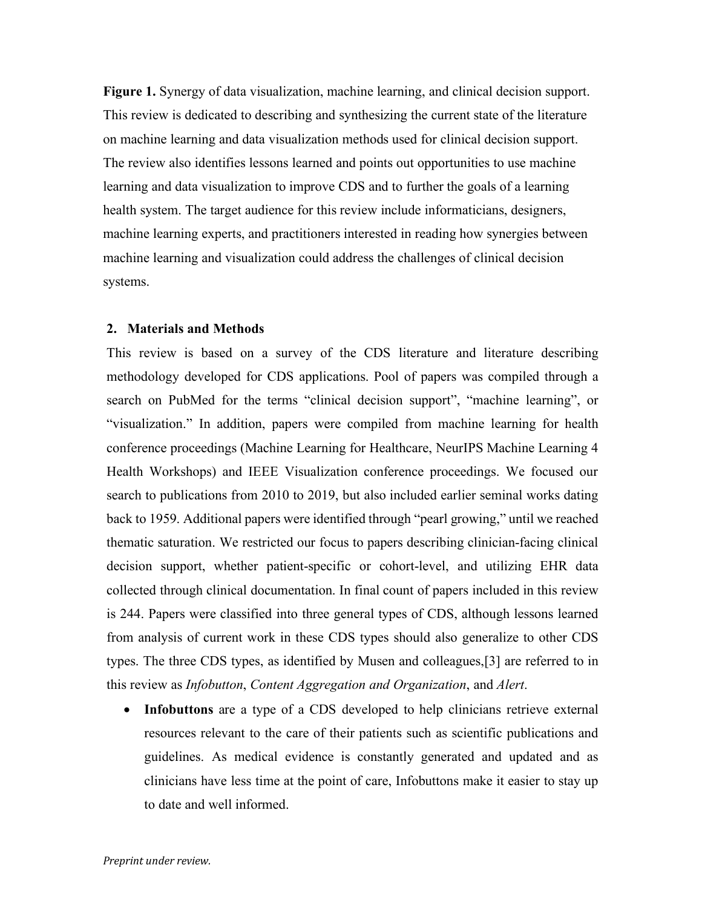**Figure 1.** Synergy of data visualization, machine learning, and clinical decision support. This review is dedicated to describing and synthesizing the current state of the literature on machine learning and data visualization methods used for clinical decision support. The review also identifies lessons learned and points out opportunities to use machine learning and data visualization to improve CDS and to further the goals of a learning health system. The target audience for this review include informaticians, designers, machine learning experts, and practitioners interested in reading how synergies between machine learning and visualization could address the challenges of clinical decision systems.

## 2. Materials and Methods

This review is based on a survey of the CDS literature and literature describing methodology developed for CDS applications. Pool of papers was compiled through a search on PubMed for the terms "clinical decision support", "machine learning", or "visualization." In addition, papers were compiled from machine learning for health conference proceedings (Machine Learning for Healthcare, NeurIPS Machine Learning 4 Health Workshops) and IEEE Visualization conference proceedings. We focused our search to publications from 2010 to 2019, but also included earlier seminal works dating back to 1959. Additional papers were identified through "pearl growing," until we reached thematic saturation. We restricted our focus to papers describing clinician-facing clinical decision support, whether patient-specific or cohort-level, and utilizing EHR data collected through clinical documentation. In final count of papers included in this review is 244. Papers were classified into three general types of CDS, although lessons learned from analysis of current work in these CDS types should also generalize to other CDS types. The three CDS types, as identified by Musen and colleagues,[3] are referred to in this review as *Infobutton*, *Content Aggregation and Organization*, and *Alert*.

- **Infobuttons** are a type of a CDS developed to help clinicians retrieve external resources relevant to the care of their patients such as scientific publications and guidelines. As medical evidence is constantly generated and updated and as clinicians have less time at the point of care, Infobuttons make it easier to stay up to date and well informed.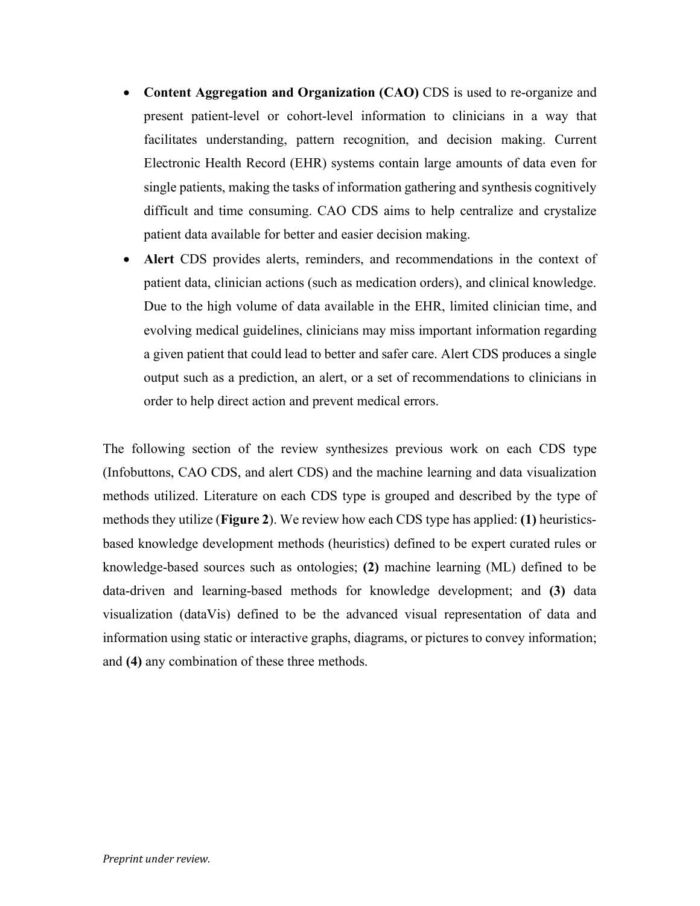- **Content Aggregation and Organization (CAO)** CDS is used to re-organize and present patient-level or cohort-level information to clinicians in a way that facilitates understanding, pattern recognition, and decision making. Current Electronic Health Record (EHR) systems contain large amounts of data even for single patients, making the tasks of information gathering and synthesis cognitively difficult and time consuming. CAO CDS aims to help centralize and crystalize patient data available for better and easier decision making.
- **Alert** CDS provides alerts, reminders, and recommendations in the context of patient data, clinician actions (such as medication orders), and clinical knowledge. Due to the high volume of data available in the EHR, limited clinician time, and evolving medical guidelines, clinicians may miss important information regarding a given patient that could lead to better and safer care. Alert CDS produces a single output such as a prediction, an alert, or a set of recommendations to clinicians in order to help direct action and prevent medical errors.

The following section of the review synthesizes previous work on each CDS type (Infobuttons, CAO CDS, and alert CDS) and the machine learning and data visualization methods utilized. Literature on each CDS type is grouped and described by the type of methods they utilize (**Figure 2**). We review how each CDS type has applied: **(1)** heuristics-based knowledge development methods (heuristics) defined to be expert curated rules or knowledge-based sources such as ontologies; **(2)** machine learning (ML) defined to be data-driven and learning-based methods for knowledge development; and **(3)** data visualization (dataVis) defined to be the advanced visual representation of data and information using static or interactive graphs, diagrams, or pictures to convey information; and **(4)** any combination of these three methods.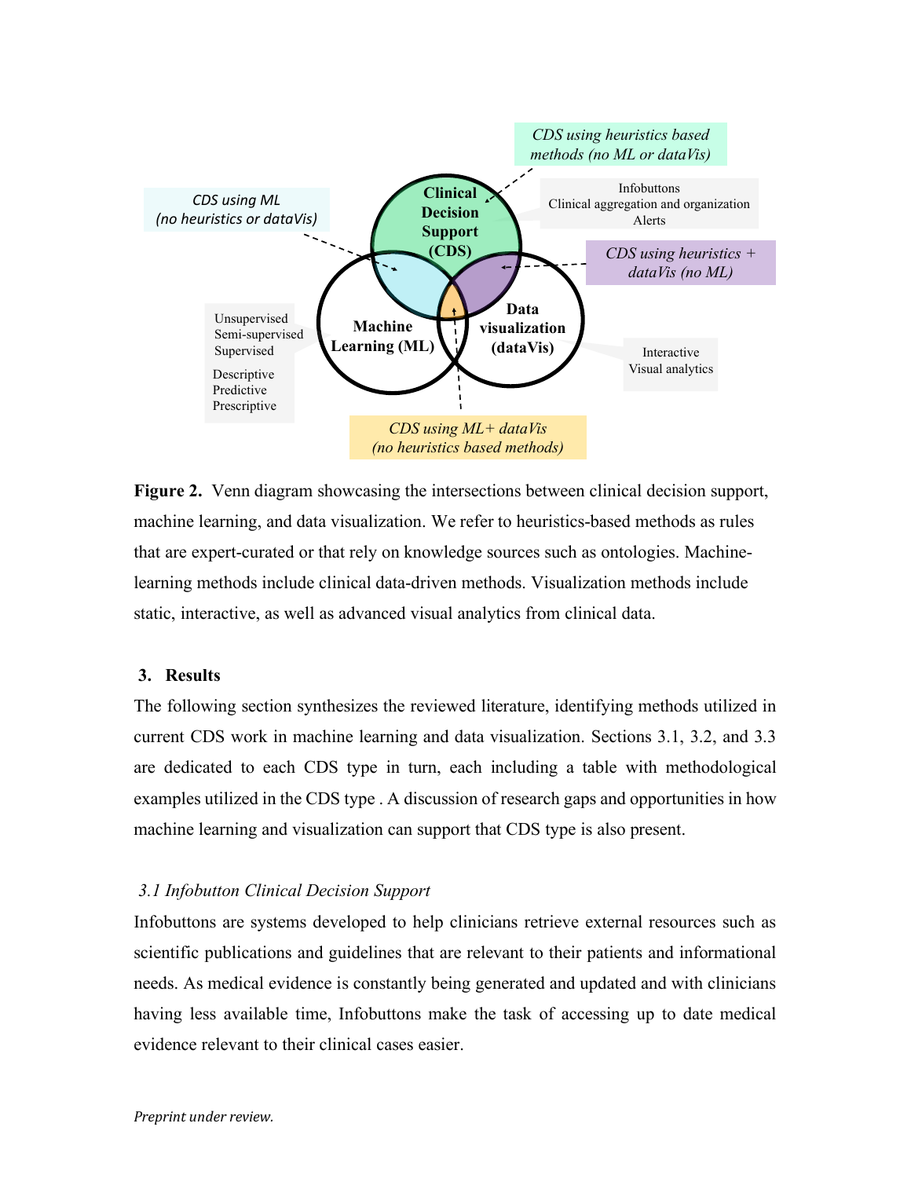**Figure 2.** Venn diagram showcasing the intersections between clinical decision support, machine learning, and data visualization. We refer to heuristics-based methods as rules that are expert-curated or that rely on knowledge sources such as ontologies. Machine-learning methods include clinical data-driven methods. Visualization methods include static, interactive, as well as advanced visual analytics from clinical data.

## 3. Results

The following section synthesizes the reviewed literature, identifying methods utilized in current CDS work in machine learning and data visualization. Sections 3.1, 3.2, and 3.3 are dedicated to each CDS type in turn, each including a table with methodological examples utilized in the CDS type . A discussion of research gaps and opportunities in how machine learning and visualization can support that CDS type is also present.

### *3.1 Infobutton Clinical Decision Support*

Infobuttons are systems developed to help clinicians retrieve external resources such as scientific publications and guidelines that are relevant to their patients and informational needs. As medical evidence is constantly being generated and updated and with clinicians having less available time, Infobuttons make the task of accessing up to date medical evidence relevant to their clinical cases easier.

*Preprint under review.*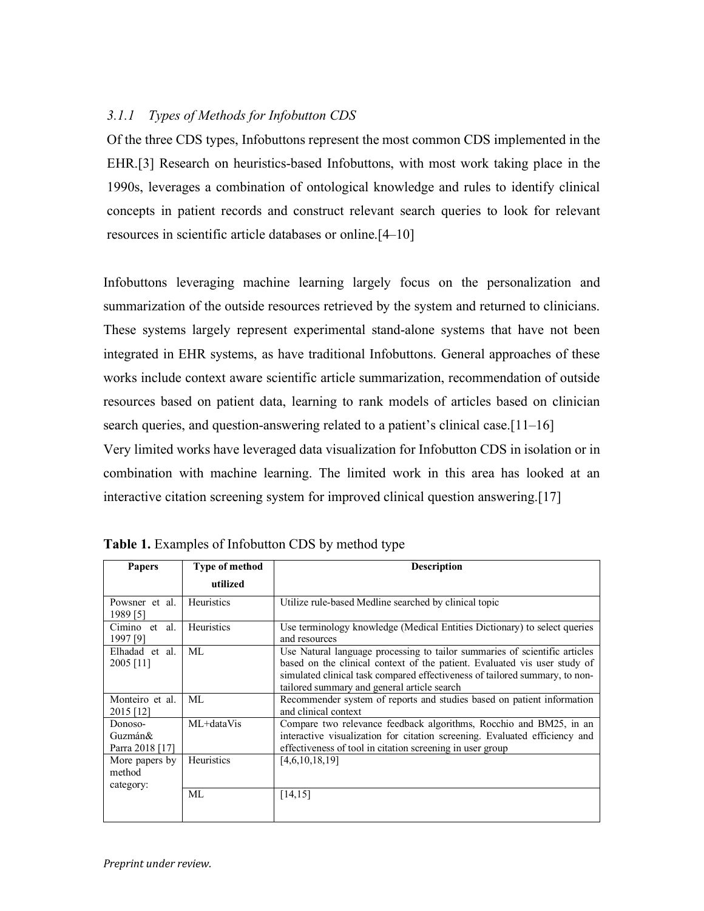### *3.1.1 Types of Methods for Infobutton CDS*

Of the three CDS types, Infobuttons represent the most common CDS implemented in the EHR.[3] Research on heuristics-based Infobuttons, with most work taking place in the 1990s, leverages a combination of ontological knowledge and rules to identify clinical concepts in patient records and construct relevant search queries to look for relevant resources in scientific article databases or online.[4–10]

Infobuttons leveraging machine learning largely focus on the personalization and summarization of the outside resources retrieved by the system and returned to clinicians. These systems largely represent experimental stand-alone systems that have not been integrated in EHR systems, as have traditional Infobuttons. General approaches of these works include context aware scientific article summarization, recommendation of outside resources based on patient data, learning to rank models of articles based on clinician search queries, and question-answering related to a patient's clinical case.[11–16]

Very limited works have leveraged data visualization for Infobutton CDS in isolation or in combination with machine learning. The limited work in this area has looked at an interactive citation screening system for improved clinical question answering.[17]

**Table 1.** Examples of Infobutton CDS by method type

| Papers | Type of method utilized | Description |
|---|---|---|
| Powsner et al. 1989 [5] | Heuristics | Utilize rule-based Medline searched by clinical topic |
| Cimino et al. 1997 [9] | Heuristics | Use terminology knowledge (Medical Entities Dictionary) to select queries and resources |
| Elhadad et al. 2005 [11] | ML | Use Natural language processing to tailor summaries of scientific articles based on the clinical context of the patient. Evaluated vis user study of simulated clinical task compared effectiveness of tailored summary, to non-tailored summary and general article search |
| Monteiro et al. 2015 [12] | ML | Recommender system of reports and studies based on patient information and clinical context |
| Donoso-Guzmán& Parra 2018 [17] | ML+dataVis | Compare two relevance feedback algorithms, Rocchio and BM25, in an interactive visualization for citation screening. Evaluated efficiency and effectiveness of tool in citation screening in user group |
| More papers by method category: | Heuristics | [4,6,10,18,19] |
| | ML | [14,15] |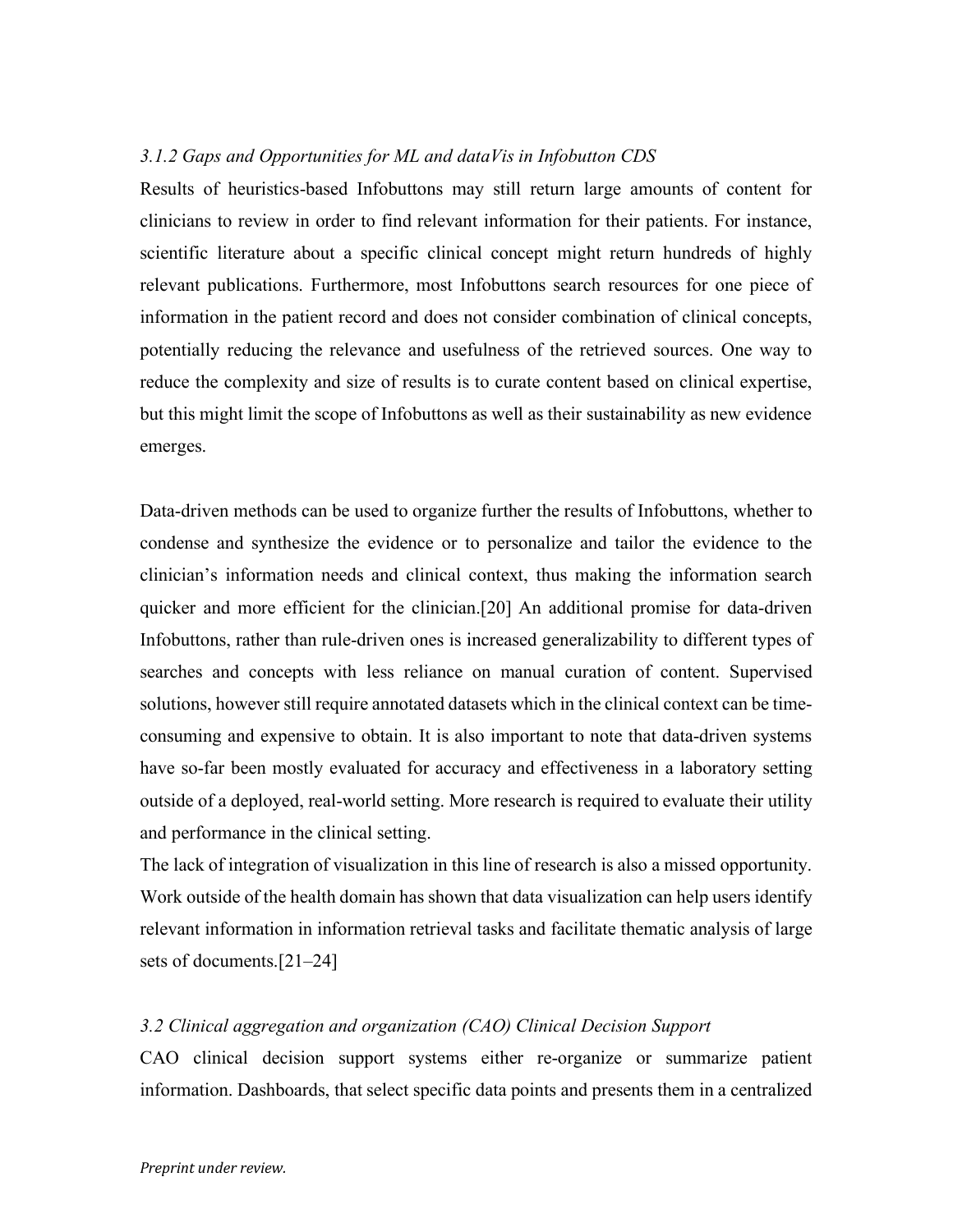### *3.1.2 Gaps and Opportunities for ML and dataVis in Infobutton CDS*

Results of heuristics-based Infobuttons may still return large amounts of content for clinicians to review in order to find relevant information for their patients. For instance, scientific literature about a specific clinical concept might return hundreds of highly relevant publications. Furthermore, most Infobuttons search resources for one piece of information in the patient record and does not consider combination of clinical concepts, potentially reducing the relevance and usefulness of the retrieved sources. One way to reduce the complexity and size of results is to curate content based on clinical expertise, but this might limit the scope of Infobuttons as well as their sustainability as new evidence emerges.

Data-driven methods can be used to organize further the results of Infobuttons, whether to condense and synthesize the evidence or to personalize and tailor the evidence to the clinician's information needs and clinical context, thus making the information search quicker and more efficient for the clinician.[20] An additional promise for data-driven Infobuttons, rather than rule-driven ones is increased generalizability to different types of searches and concepts with less reliance on manual curation of content. Supervised solutions, however still require annotated datasets which in the clinical context can be time-consuming and expensive to obtain. It is also important to note that data-driven systems have so-far been mostly evaluated for accuracy and effectiveness in a laboratory setting outside of a deployed, real-world setting. More research is required to evaluate their utility and performance in the clinical setting.

The lack of integration of visualization in this line of research is also a missed opportunity. Work outside of the health domain has shown that data visualization can help users identify relevant information in information retrieval tasks and facilitate thematic analysis of large sets of documents.[21–24]

### *3.2 Clinical aggregation and organization (CAO) Clinical Decision Support*

CAO clinical decision support systems either re-organize or summarize patient information. Dashboards, that select specific data points and presents them in a centralized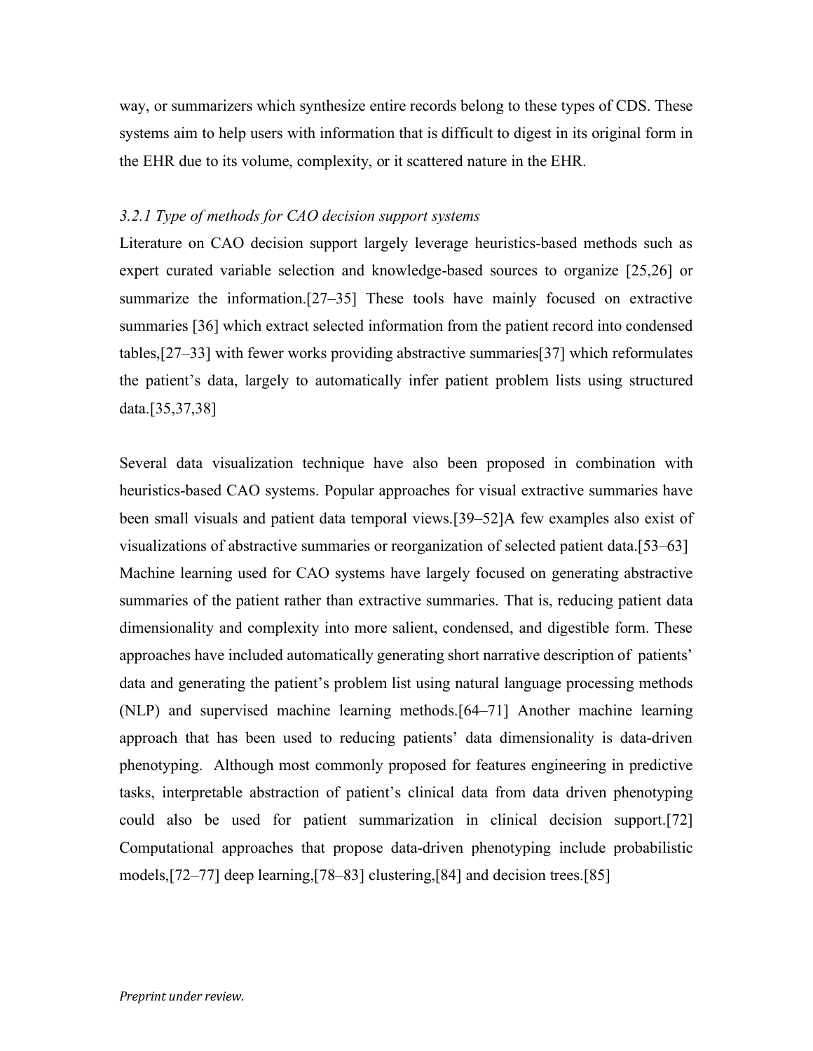way, or summarizers which synthesize entire records belong to these types of CDS. These systems aim to help users with information that is difficult to digest in its original form in the EHR due to its volume, complexity, or it scattered nature in the EHR.

### *3.2.1 Type of methods for CAO decision support systems*

Literature on CAO decision support largely leverage heuristics-based methods such as expert curated variable selection and knowledge-based sources to organize [25,26] or summarize the information.[27–35] These tools have mainly focused on extractive summaries [36] which extract selected information from the patient record into condensed tables,[27–33] with fewer works providing abstractive summaries[37] which reformulates the patient's data, largely to automatically infer patient problem lists using structured data.[35,37,38]

Several data visualization technique have also been proposed in combination with heuristics-based CAO systems. Popular approaches for visual extractive summaries have been small visuals and patient data temporal views.[39–52]A few examples also exist of visualizations of abstractive summaries or reorganization of selected patient data.[53–63] Machine learning used for CAO systems have largely focused on generating abstractive summaries of the patient rather than extractive summaries. That is, reducing patient data dimensionality and complexity into more salient, condensed, and digestible form. These approaches have included automatically generating short narrative description of patients' data and generating the patient's problem list using natural language processing methods (NLP) and supervised machine learning methods.[64–71] Another machine learning approach that has been used to reducing patients' data dimensionality is data-driven phenotyping. Although most commonly proposed for features engineering in predictive tasks, interpretable abstraction of patient's clinical data from data driven phenotyping could also be used for patient summarization in clinical decision support.[72] Computational approaches that propose data-driven phenotyping include probabilistic models,[72–77] deep learning,[78–83] clustering,[84] and decision trees.[85]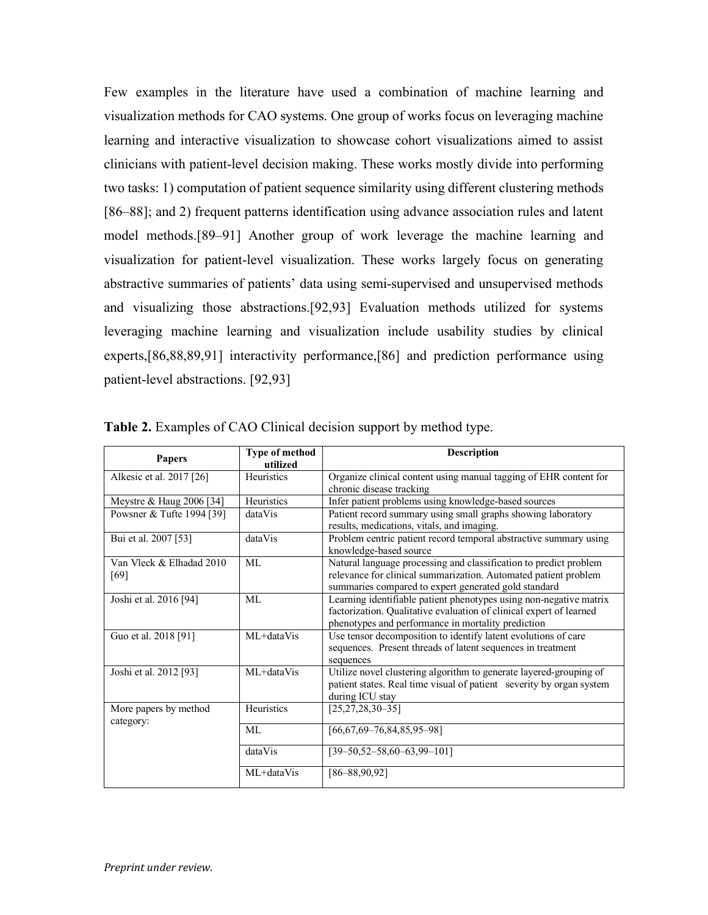Few examples in the literature have used a combination of machine learning and visualization methods for CAO systems. One group of works focus on leveraging machine learning and interactive visualization to showcase cohort visualizations aimed to assist clinicians with patient-level decision making. These works mostly divide into performing two tasks: 1) computation of patient sequence similarity using different clustering methods [86–88]; and 2) frequent patterns identification using advance association rules and latent model methods.[89–91] Another group of work leverage the machine learning and visualization for patient-level visualization. These works largely focus on generating abstractive summaries of patients' data using semi-supervised and unsupervised methods and visualizing those abstractions.[92,93] Evaluation methods utilized for systems leveraging machine learning and visualization include usability studies by clinical experts,[86,88,89,91] interactivity performance,[86] and prediction performance using patient-level abstractions. [92,93]

**Table 2.** Examples of CAO Clinical decision support by method type.

| Papers | Type of method utilized | Description |
|---|---|---|
| Alkesic et al. 2017 [26] | Heuristics | Organize clinical content using manual tagging of EHR content for chronic disease tracking |
| Meystre & Haug 2006 [34] | Heuristics | Infer patient problems using knowledge-based sources |
| Powsner & Tufte 1994 [39] | dataVis | Patient record summary using small graphs showing laboratory results, medications, vitals, and imaging. |
| Bui et al. 2007 [53] | dataVis | Problem centric patient record temporal abstractive summary using knowledge-based source |
| Van Vleck & Elhadad 2010 [69] | ML | Natural language processing and classification to predict problem relevance for clinical summarization. Automated patient problem summaries compared to expert generated gold standard |
| Joshi et al. 2016 [94] | ML | Learning identifiable patient phenotypes using non-negative matrix factorization. Qualitative evaluation of clinical expert of learned phenotypes and performance in mortality prediction |
| Guo et al. 2018 [91] | ML+dataVis | Use tensor decomposition to identify latent evolutions of care sequences. Present threads of latent sequences in treatment sequences |
| Joshi et al. 2012 [93] | ML+dataVis | Utilize novel clustering algorithm to generate layered-grouping of patient states. Real time visual of patient severity by organ system during ICU stay |
| More papers by method category: | Heuristics | [25,27,28,30–35] |
| | ML | [66,67,69–76,84,85,95–98] |
| | dataVis | [39–50,52–58,60–63,99–101] |
| | ML+dataVis | [86–88,90,92] |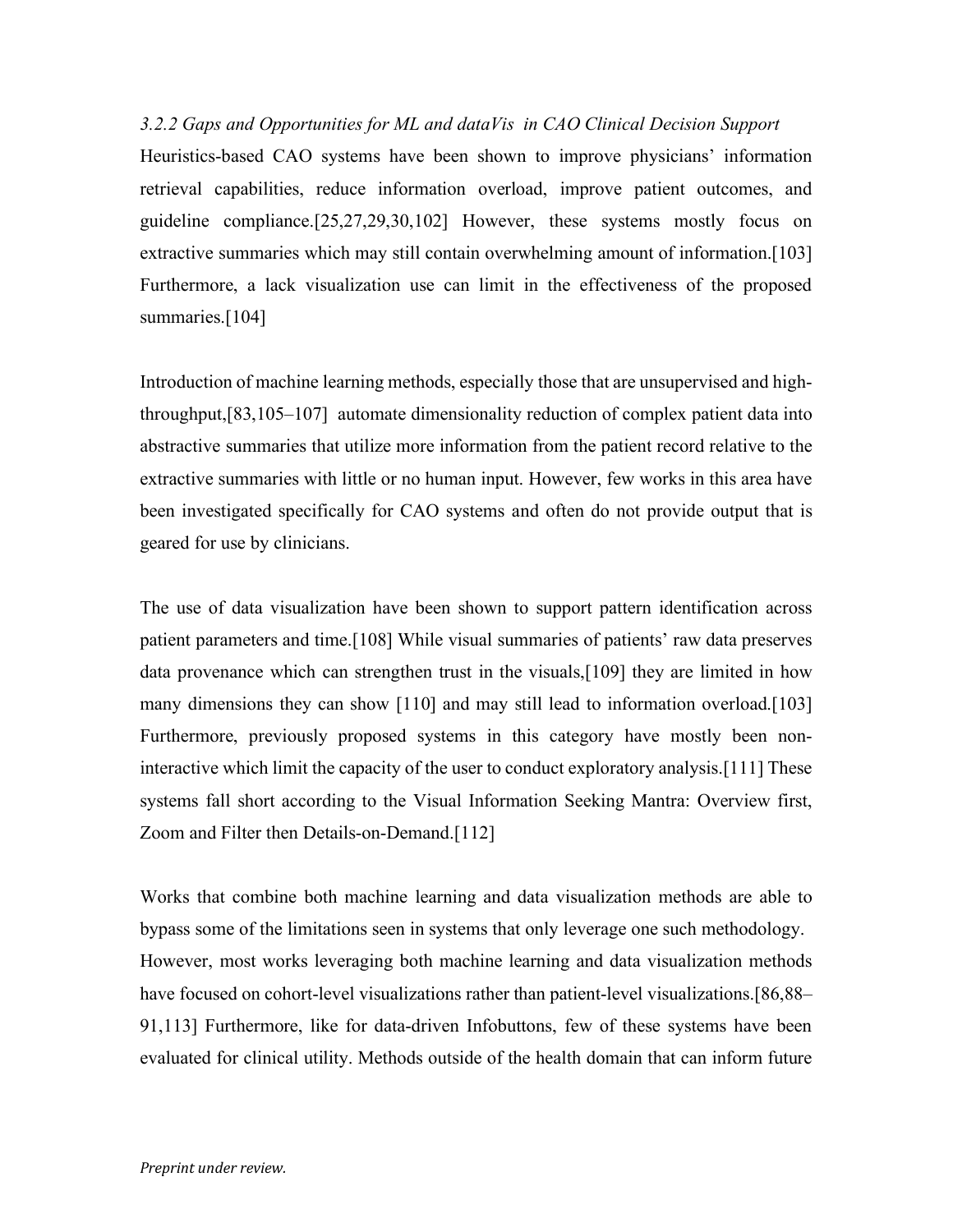### *3.2.2 Gaps and Opportunities for ML and dataVis in CAO Clinical Decision Support*

Heuristics-based CAO systems have been shown to improve physicians' information retrieval capabilities, reduce information overload, improve patient outcomes, and guideline compliance.[25,27,29,30,102] However, these systems mostly focus on extractive summaries which may still contain overwhelming amount of information.[103] Furthermore, a lack visualization use can limit in the effectiveness of the proposed summaries.[104]

Introduction of machine learning methods, especially those that are unsupervised and high-throughput,[83,105–107] automate dimensionality reduction of complex patient data into abstractive summaries that utilize more information from the patient record relative to the extractive summaries with little or no human input. However, few works in this area have been investigated specifically for CAO systems and often do not provide output that is geared for use by clinicians.

The use of data visualization have been shown to support pattern identification across patient parameters and time.[108] While visual summaries of patients' raw data preserves data provenance which can strengthen trust in the visuals,[109] they are limited in how many dimensions they can show [110] and may still lead to information overload.[103] Furthermore, previously proposed systems in this category have mostly been non-interactive which limit the capacity of the user to conduct exploratory analysis.[111] These systems fall short according to the Visual Information Seeking Mantra: Overview first, Zoom and Filter then Details-on-Demand.[112]

Works that combine both machine learning and data visualization methods are able to bypass some of the limitations seen in systems that only leverage one such methodology. However, most works leveraging both machine learning and data visualization methods have focused on cohort-level visualizations rather than patient-level visualizations.[86,88–91,113] Furthermore, like for data-driven Infobuttons, few of these systems have been evaluated for clinical utility. Methods outside of the health domain that can inform future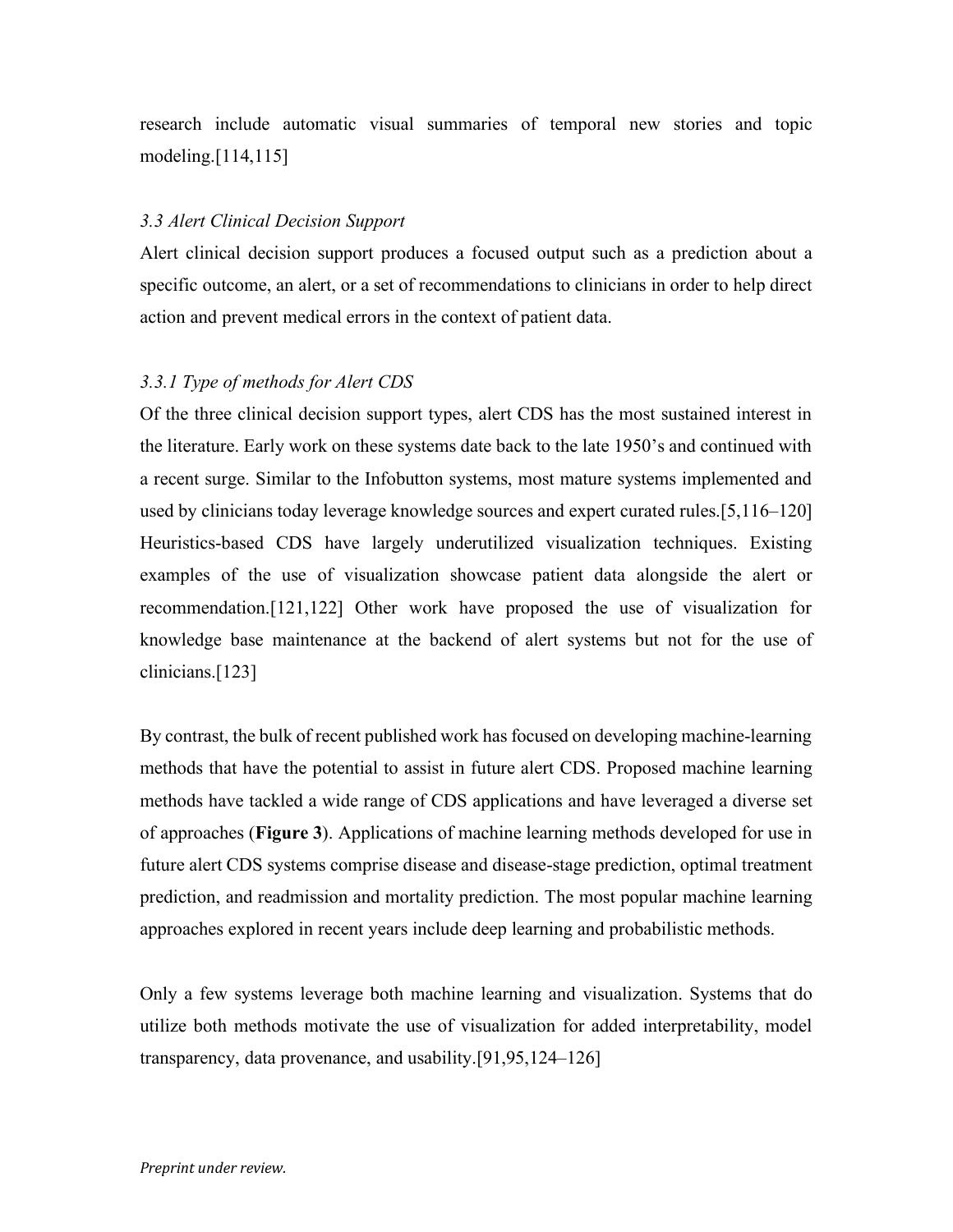research include automatic visual summaries of temporal new stories and topic modeling.[114,115]

### *3.3 Alert Clinical Decision Support*

Alert clinical decision support produces a focused output such as a prediction about a specific outcome, an alert, or a set of recommendations to clinicians in order to help direct action and prevent medical errors in the context of patient data.

#### *3.3.1 Type of methods for Alert CDS*

Of the three clinical decision support types, alert CDS has the most sustained interest in the literature. Early work on these systems date back to the late 1950's and continued with a recent surge. Similar to the Infobutton systems, most mature systems implemented and used by clinicians today leverage knowledge sources and expert curated rules.[5,116–120] Heuristics-based CDS have largely underutilized visualization techniques. Existing examples of the use of visualization showcase patient data alongside the alert or recommendation.[121,122] Other work have proposed the use of visualization for knowledge base maintenance at the backend of alert systems but not for the use of clinicians.[123]

By contrast, the bulk of recent published work has focused on developing machine-learning methods that have the potential to assist in future alert CDS. Proposed machine learning methods have tackled a wide range of CDS applications and have leveraged a diverse set of approaches (**Figure 3**). Applications of machine learning methods developed for use in future alert CDS systems comprise disease and disease-stage prediction, optimal treatment prediction, and readmission and mortality prediction. The most popular machine learning approaches explored in recent years include deep learning and probabilistic methods.

Only a few systems leverage both machine learning and visualization. Systems that do utilize both methods motivate the use of visualization for added interpretability, model transparency, data provenance, and usability.[91,95,124–126]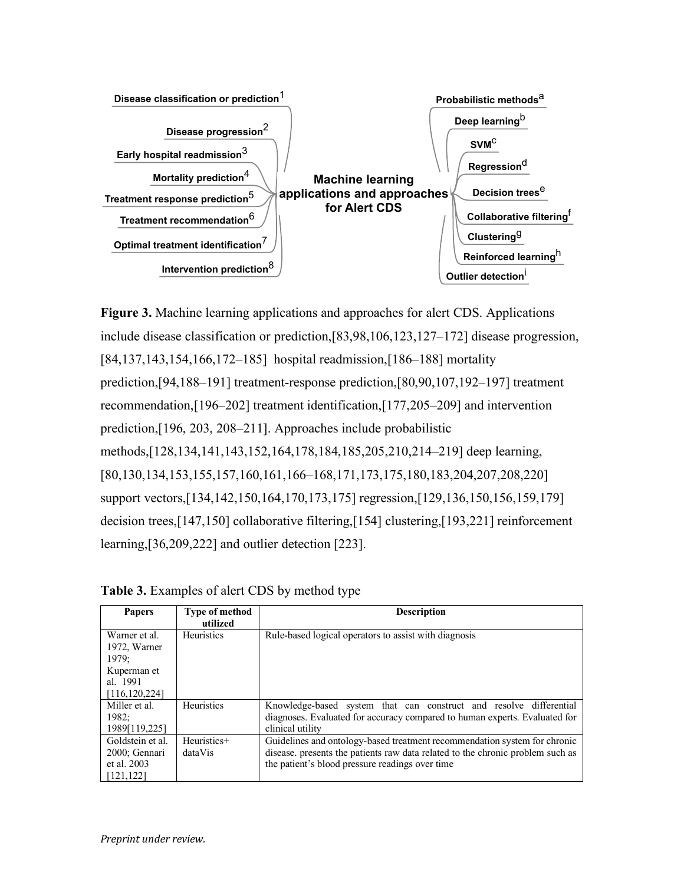**Machine learning applications and approaches for Alert CDS**

- Disease classification or prediction[1]
- Disease progression[2]
- Early hospital readmission[3]
- Mortality prediction[4]
- Treatment response prediction[5]
- Treatment recommendation[6]
- Optimal treatment identification[7]
- Intervention prediction[8]

- Probabilistic methods[a]
- Deep learning[b]
- SVM[c]
- Regression[d]
- Decision trees[e]
- Collaborative filtering[f]
- Clustering[g]
- Reinforced learning[h]
- Outlier detection[i]

**Figure 3.** Machine learning applications and approaches for alert CDS. Applications include disease classification or prediction,[83,98,106,123,127–172] disease progression,[84,137,143,154,166,172–185] hospital readmission,[186–188] mortality prediction,[94,188–191] treatment-response prediction,[80,90,107,192–197] treatment recommendation,[196–202] treatment identification,[177,205–209] and intervention prediction,[196, 203, 208–211]. Approaches include probabilistic methods,[128,134,141,143,152,164,178,184,185,205,210,214–219] deep learning,[80,130,134,153,155,157,160,161,166–168,171,173,175,180,183,204,207,208,220] support vectors,[134,142,150,164,170,173,175] regression,[129,136,150,156,159,179] decision trees,[147,150] collaborative filtering,[154] clustering,[193,221] reinforcement learning,[36,209,222] and outlier detection [223].

**Table 3.** Examples of alert CDS by method type

| Papers | Type of method utilized | Description |
|---|---|---|
| Warner et al. 1972, Warner 1979; Kuperman et al. 1991 [116,120,224] | Heuristics | Rule-based logical operators to assist with diagnosis |
| Miller et al. 1982; 1989[119,225] | Heuristics | Knowledge-based system that can construct and resolve differential diagnoses. Evaluated for accuracy compared to human experts. Evaluated for clinical utility |
| Goldstein et al. 2000; Gennari et al. 2003 [121,122] | Heuristics+ dataVis | Guidelines and ontology-based treatment recommendation system for chronic disease. presents the patients raw data related to the chronic problem such as the patient's blood pressure readings over time |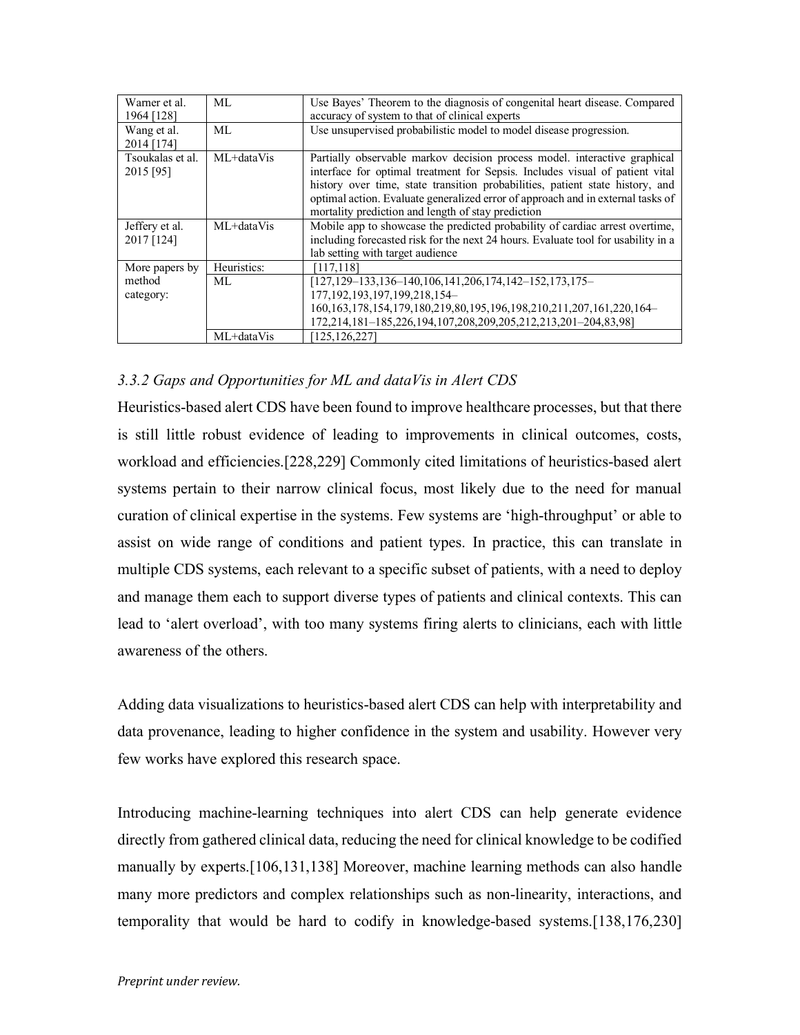| | | |
|---|---|---|
| Warner et al. 1964 [128] | ML | Use Bayes' Theorem to the diagnosis of congenital heart disease. Compared accuracy of system to that of clinical experts |
| Wang et al. 2014 [174] | ML | Use unsupervised probabilistic model to model disease progression. |
| Tsoukalas et al. 2015 [95] | ML+dataVis | Partially observable markov decision process model. interactive graphical interface for optimal treatment for Sepsis. Includes visual of patient vital history over time, state transition probabilities, patient state history, and optimal action. Evaluate generalized error of approach and in external tasks of mortality prediction and length of stay prediction |
| Jeffery et al. 2017 [124] | ML+dataVis | Mobile app to showcase the predicted probability of cardiac arrest overtime, including forecasted risk for the next 24 hours. Evaluate tool for usability in a lab setting with target audience |
| More papers by method category: | Heuristics: | [117,118] |
| | ML | [127,129–133,136–140,106,141,206,174,142–152,173,175–177,192,193,197,199,218,154–160,163,178,154,179,180,219,80,195,196,198,210,211,207,161,220,164–172,214,181–185,226,194,107,208,209,205,212,213,201–204,83,98] |
| | ML+dataVis | [125,126,227] |

### *3.3.2 Gaps and Opportunities for ML and dataVis in Alert CDS*

Heuristics-based alert CDS have been found to improve healthcare processes, but that there is still little robust evidence of leading to improvements in clinical outcomes, costs, workload and efficiencies.[228,229] Commonly cited limitations of heuristics-based alert systems pertain to their narrow clinical focus, most likely due to the need for manual curation of clinical expertise in the systems. Few systems are 'high-throughput' or able to assist on wide range of conditions and patient types. In practice, this can translate in multiple CDS systems, each relevant to a specific subset of patients, with a need to deploy and manage them each to support diverse types of patients and clinical contexts. This can lead to 'alert overload', with too many systems firing alerts to clinicians, each with little awareness of the others.

Adding data visualizations to heuristics-based alert CDS can help with interpretability and data provenance, leading to higher confidence in the system and usability. However very few works have explored this research space.

Introducing machine-learning techniques into alert CDS can help generate evidence directly from gathered clinical data, reducing the need for clinical knowledge to be codified manually by experts.[106,131,138] Moreover, machine learning methods can also handle many more predictors and complex relationships such as non-linearity, interactions, and temporality that would be hard to codify in knowledge-based systems.[138,176,230]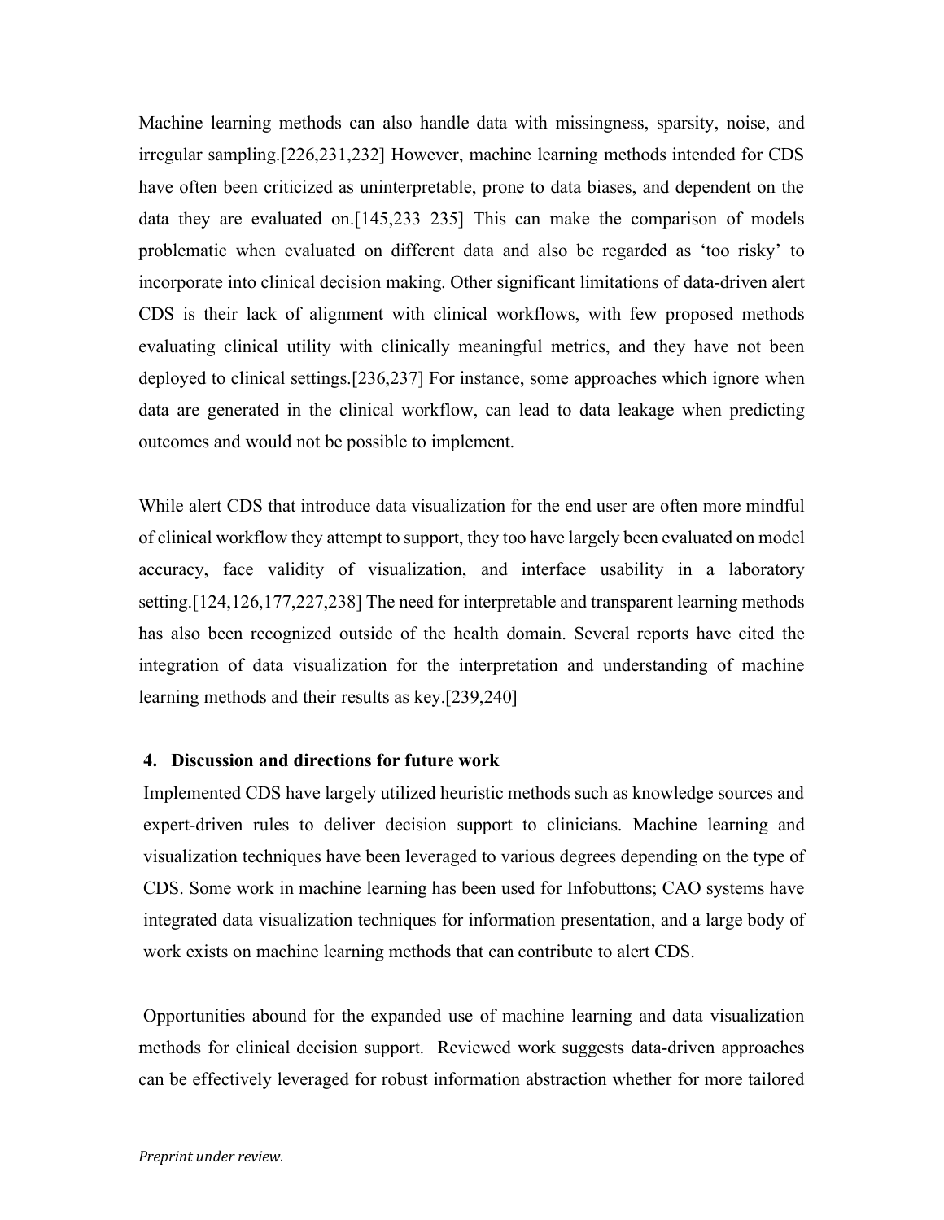Machine learning methods can also handle data with missingness, sparsity, noise, and irregular sampling.[226,231,232] However, machine learning methods intended for CDS have often been criticized as uninterpretable, prone to data biases, and dependent on the data they are evaluated on.[145,233–235] This can make the comparison of models problematic when evaluated on different data and also be regarded as 'too risky' to incorporate into clinical decision making. Other significant limitations of data-driven alert CDS is their lack of alignment with clinical workflows, with few proposed methods evaluating clinical utility with clinically meaningful metrics, and they have not been deployed to clinical settings.[236,237] For instance, some approaches which ignore when data are generated in the clinical workflow, can lead to data leakage when predicting outcomes and would not be possible to implement.

While alert CDS that introduce data visualization for the end user are often more mindful of clinical workflow they attempt to support, they too have largely been evaluated on model accuracy, face validity of visualization, and interface usability in a laboratory setting.[124,126,177,227,238] The need for interpretable and transparent learning methods has also been recognized outside of the health domain. Several reports have cited the integration of data visualization for the interpretation and understanding of machine learning methods and their results as key.[239,240]

## 4. Discussion and directions for future work

Implemented CDS have largely utilized heuristic methods such as knowledge sources and expert-driven rules to deliver decision support to clinicians. Machine learning and visualization techniques have been leveraged to various degrees depending on the type of CDS. Some work in machine learning has been used for Infobuttons; CAO systems have integrated data visualization techniques for information presentation, and a large body of work exists on machine learning methods that can contribute to alert CDS.

Opportunities abound for the expanded use of machine learning and data visualization methods for clinical decision support. Reviewed work suggests data-driven approaches can be effectively leveraged for robust information abstraction whether for more tailored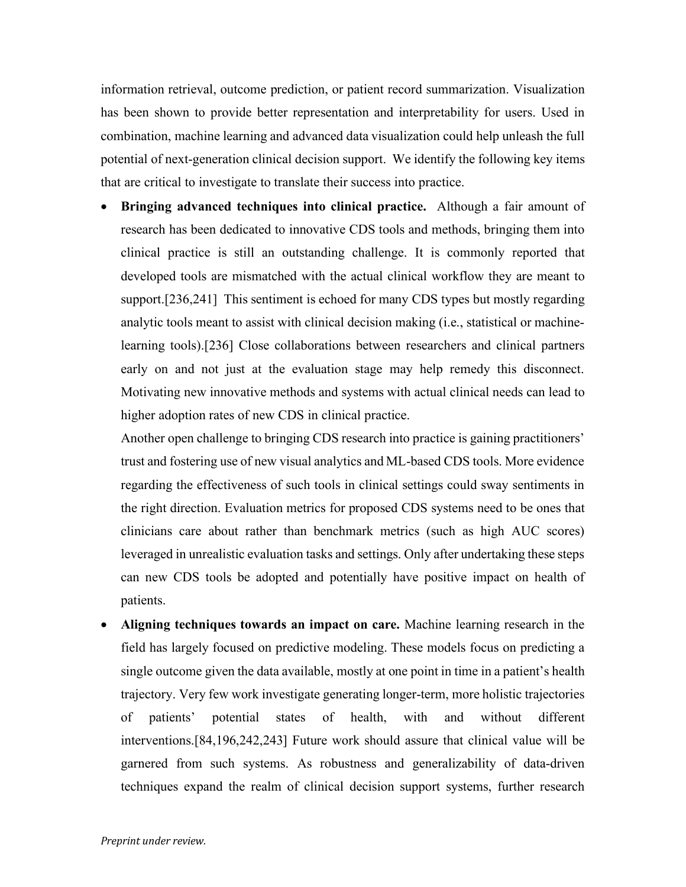information retrieval, outcome prediction, or patient record summarization. Visualization has been shown to provide better representation and interpretability for users. Used in combination, machine learning and advanced data visualization could help unleash the full potential of next-generation clinical decision support. We identify the following key items that are critical to investigate to translate their success into practice.

- **Bringing advanced techniques into clinical practice.** Although a fair amount of research has been dedicated to innovative CDS tools and methods, bringing them into clinical practice is still an outstanding challenge. It is commonly reported that developed tools are mismatched with the actual clinical workflow they are meant to support.[236,241] This sentiment is echoed for many CDS types but mostly regarding analytic tools meant to assist with clinical decision making (i.e., statistical or machine-learning tools).[236] Close collaborations between researchers and clinical partners early on and not just at the evaluation stage may help remedy this disconnect. Motivating new innovative methods and systems with actual clinical needs can lead to higher adoption rates of new CDS in clinical practice.

  Another open challenge to bringing CDS research into practice is gaining practitioners' trust and fostering use of new visual analytics and ML-based CDS tools. More evidence regarding the effectiveness of such tools in clinical settings could sway sentiments in the right direction. Evaluation metrics for proposed CDS systems need to be ones that clinicians care about rather than benchmark metrics (such as high AUC scores) leveraged in unrealistic evaluation tasks and settings. Only after undertaking these steps can new CDS tools be adopted and potentially have positive impact on health of patients.

- **Aligning techniques towards an impact on care.** Machine learning research in the field has largely focused on predictive modeling. These models focus on predicting a single outcome given the data available, mostly at one point in time in a patient's health trajectory. Very few work investigate generating longer-term, more holistic trajectories of patients' potential states of health, with and without different interventions.[84,196,242,243] Future work should assure that clinical value will be garnered from such systems. As robustness and generalizability of data-driven techniques expand the realm of clinical decision support systems, further research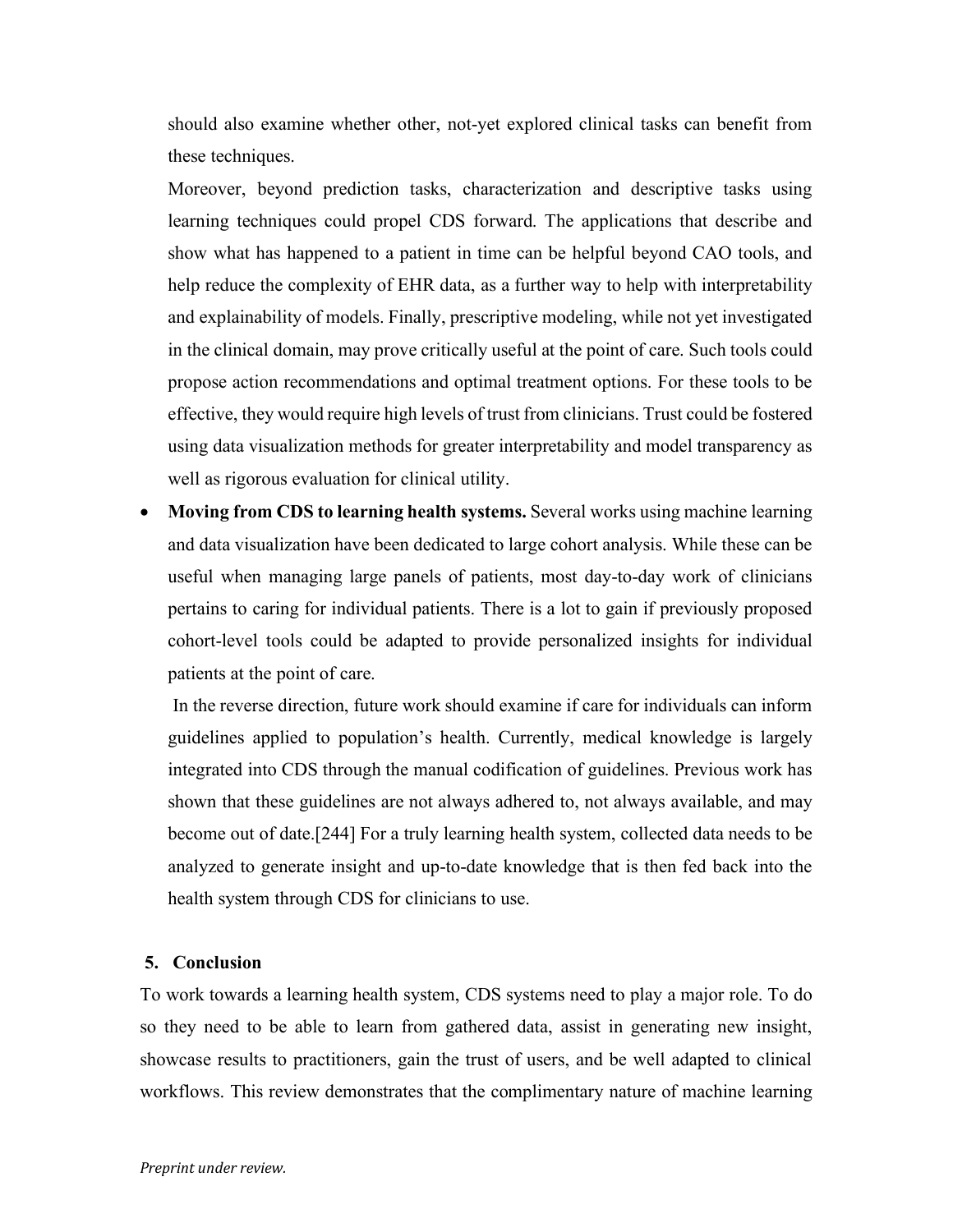should also examine whether other, not-yet explored clinical tasks can benefit from these techniques.

Moreover, beyond prediction tasks, characterization and descriptive tasks using learning techniques could propel CDS forward. The applications that describe and show what has happened to a patient in time can be helpful beyond CAO tools, and help reduce the complexity of EHR data, as a further way to help with interpretability and explainability of models. Finally, prescriptive modeling, while not yet investigated in the clinical domain, may prove critically useful at the point of care. Such tools could propose action recommendations and optimal treatment options. For these tools to be effective, they would require high levels of trust from clinicians. Trust could be fostered using data visualization methods for greater interpretability and model transparency as well as rigorous evaluation for clinical utility.

- **Moving from CDS to learning health systems.** Several works using machine learning and data visualization have been dedicated to large cohort analysis. While these can be useful when managing large panels of patients, most day-to-day work of clinicians pertains to caring for individual patients. There is a lot to gain if previously proposed cohort-level tools could be adapted to provide personalized insights for individual patients at the point of care.

  In the reverse direction, future work should examine if care for individuals can inform guidelines applied to population's health. Currently, medical knowledge is largely integrated into CDS through the manual codification of guidelines. Previous work has shown that these guidelines are not always adhered to, not always available, and may become out of date.[244] For a truly learning health system, collected data needs to be analyzed to generate insight and up-to-date knowledge that is then fed back into the health system through CDS for clinicians to use.

## 5. Conclusion

To work towards a learning health system, CDS systems need to play a major role. To do so they need to be able to learn from gathered data, assist in generating new insight, showcase results to practitioners, gain the trust of users, and be well adapted to clinical workflows. This review demonstrates that the complimentary nature of machine learning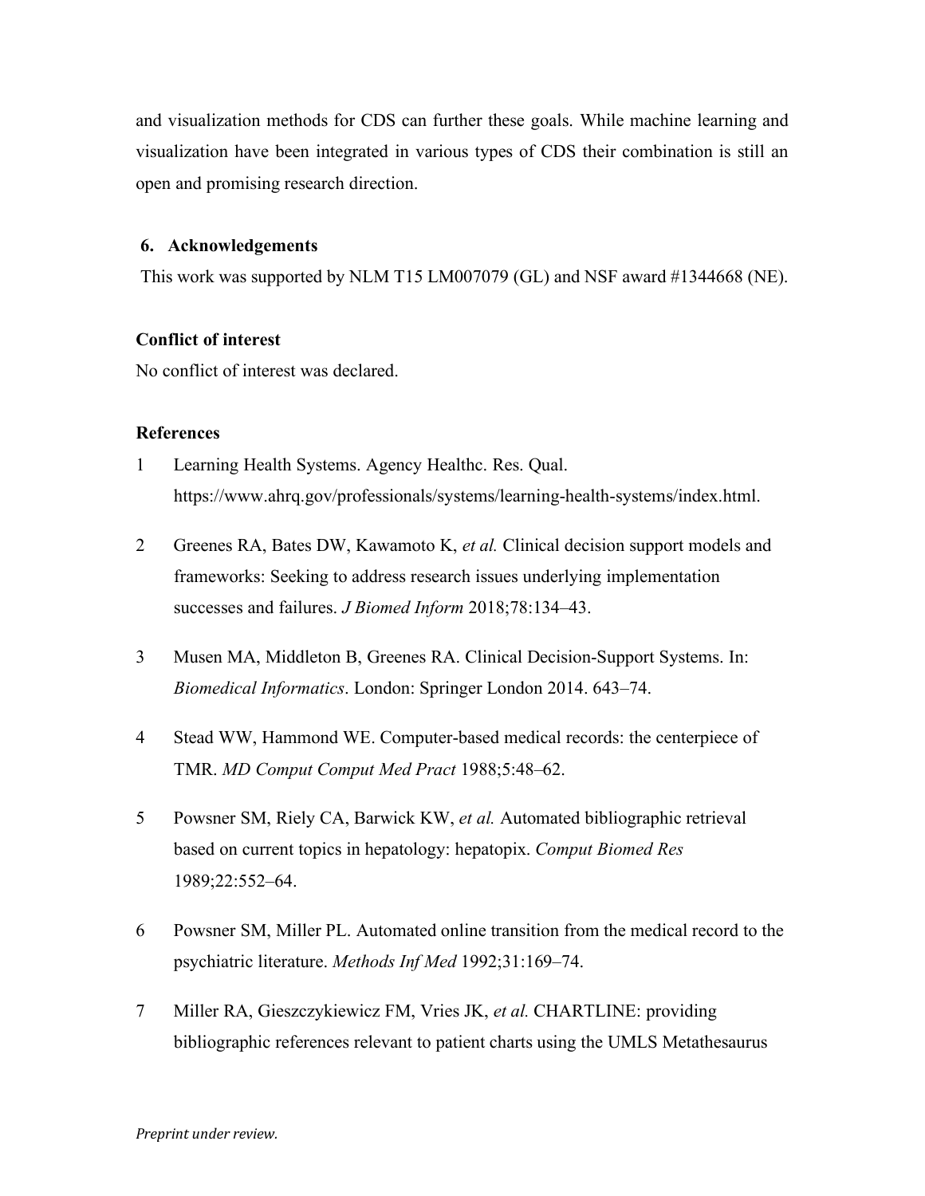and visualization methods for CDS can further these goals. While machine learning and visualization have been integrated in various types of CDS their combination is still an open and promising research direction.

## 6. Acknowledgements

This work was supported by NLM T15 LM007079 (GL) and NSF award #1344668 (NE).

## Conflict of interest

No conflict of interest was declared.

## References

1. Learning Health Systems. Agency Healthc. Res. Qual. https://www.ahrq.gov/professionals/systems/learning-health-systems/index.html.

2. Greenes RA, Bates DW, Kawamoto K, *et al.* Clinical decision support models and frameworks: Seeking to address research issues underlying implementation successes and failures. *J Biomed Inform* 2018;78:134–43.

3. Musen MA, Middleton B, Greenes RA. Clinical Decision-Support Systems. In: *Biomedical Informatics*. London: Springer London 2014. 643–74.

4. Stead WW, Hammond WE. Computer-based medical records: the centerpiece of TMR. *MD Comput Comput Med Pract* 1988;5:48–62.

5. Powsner SM, Riely CA, Barwick KW, *et al.* Automated bibliographic retrieval based on current topics in hepatology: hepatopix. *Comput Biomed Res* 1989;22:552–64.

6. Powsner SM, Miller PL. Automated online transition from the medical record to the psychiatric literature. *Methods Inf Med* 1992;31:169–74.

7. Miller RA, Gieszczykiewicz FM, Vries JK, *et al.* CHARTLINE: providing bibliographic references relevant to patient charts using the UMLS Metathesaurus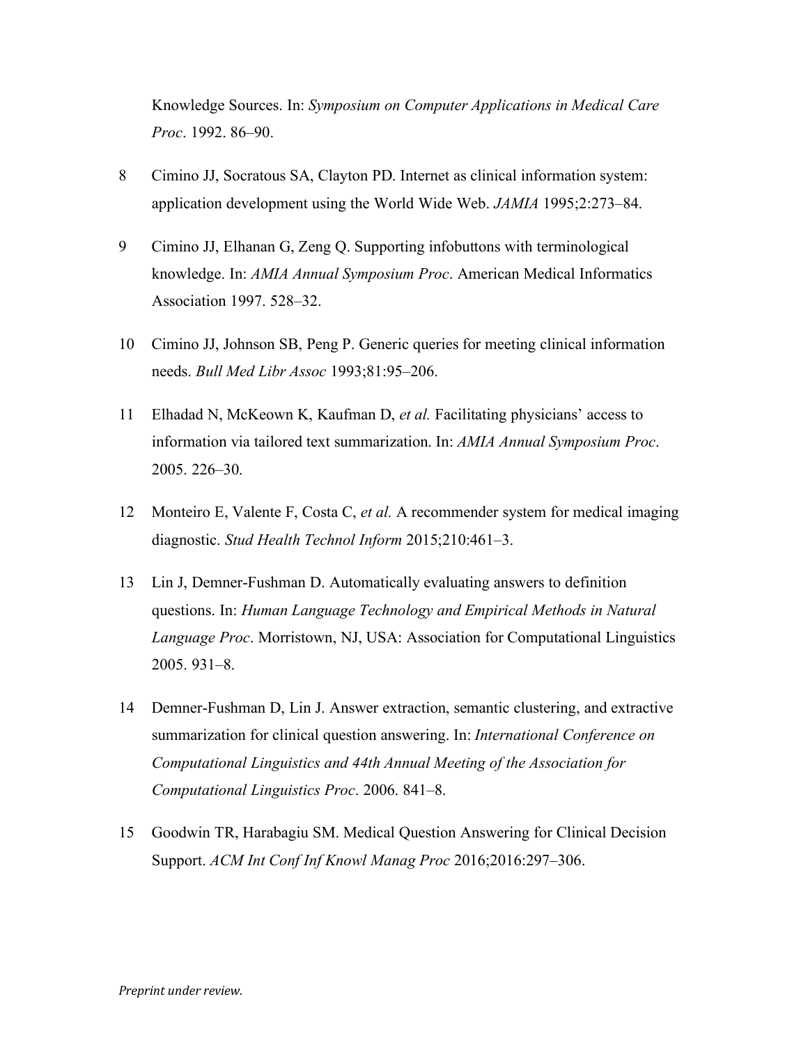Knowledge Sources. In: *Symposium on Computer Applications in Medical Care Proc*. 1992. 86–90.

8 Cimino JJ, Socratous SA, Clayton PD. Internet as clinical information system: application development using the World Wide Web. *JAMIA* 1995;2:273–84.

9 Cimino JJ, Elhanan G, Zeng Q. Supporting infobuttons with terminological knowledge. In: *AMIA Annual Symposium Proc*. American Medical Informatics Association 1997. 528–32.

10 Cimino JJ, Johnson SB, Peng P. Generic queries for meeting clinical information needs. *Bull Med Libr Assoc* 1993;81:95–206.

11 Elhadad N, McKeown K, Kaufman D, *et al.* Facilitating physicians' access to information via tailored text summarization. In: *AMIA Annual Symposium Proc*. 2005. 226–30.

12 Monteiro E, Valente F, Costa C, *et al.* A recommender system for medical imaging diagnostic. *Stud Health Technol Inform* 2015;210:461–3.

13 Lin J, Demner-Fushman D. Automatically evaluating answers to definition questions. In: *Human Language Technology and Empirical Methods in Natural Language Proc*. Morristown, NJ, USA: Association for Computational Linguistics 2005. 931–8.

14 Demner-Fushman D, Lin J. Answer extraction, semantic clustering, and extractive summarization for clinical question answering. In: *International Conference on Computational Linguistics and 44th Annual Meeting of the Association for Computational Linguistics Proc*. 2006. 841–8.

15 Goodwin TR, Harabagiu SM. Medical Question Answering for Clinical Decision Support. *ACM Int Conf Inf Knowl Manag Proc* 2016;2016:297–306.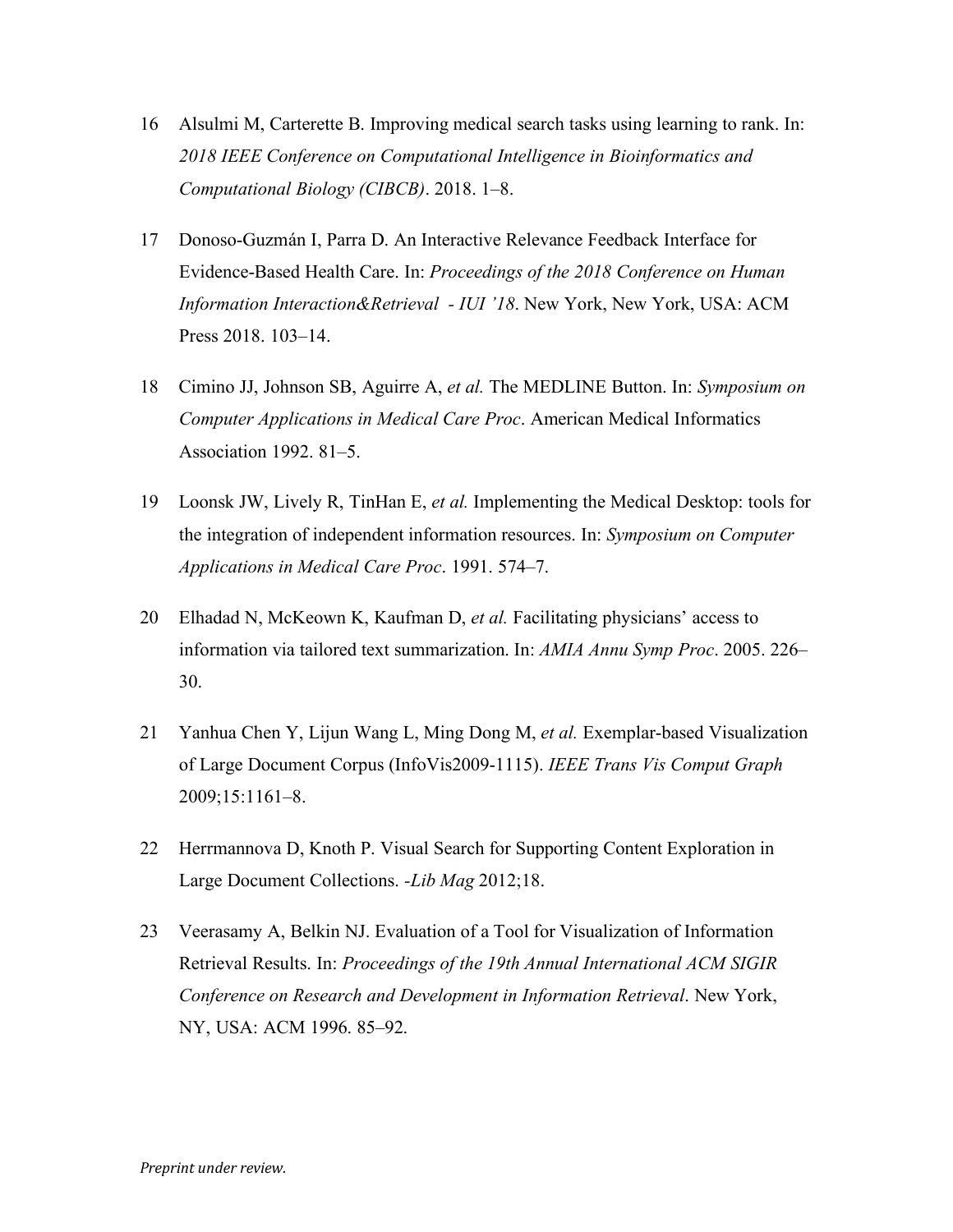16 Alsulmi M, Carterette B. Improving medical search tasks using learning to rank. In: *2018 IEEE Conference on Computational Intelligence in Bioinformatics and Computational Biology (CIBCB)*. 2018. 1–8.

17 Donoso-Guzmán I, Parra D. An Interactive Relevance Feedback Interface for Evidence-Based Health Care. In: *Proceedings of the 2018 Conference on Human Information Interaction&Retrieval - IUI '18*. New York, New York, USA: ACM Press 2018. 103–14.

18 Cimino JJ, Johnson SB, Aguirre A, *et al.* The MEDLINE Button. In: *Symposium on Computer Applications in Medical Care Proc*. American Medical Informatics Association 1992. 81–5.

19 Loonsk JW, Lively R, TinHan E, *et al.* Implementing the Medical Desktop: tools for the integration of independent information resources. In: *Symposium on Computer Applications in Medical Care Proc*. 1991. 574–7.

20 Elhadad N, McKeown K, Kaufman D, *et al.* Facilitating physicians' access to information via tailored text summarization. In: *AMIA Annu Symp Proc*. 2005. 226–30.

21 Yanhua Chen Y, Lijun Wang L, Ming Dong M, *et al.* Exemplar-based Visualization of Large Document Corpus (InfoVis2009-1115). *IEEE Trans Vis Comput Graph* 2009;15:1161–8.

22 Herrmannova D, Knoth P. Visual Search for Supporting Content Exploration in Large Document Collections. *-Lib Mag* 2012;18.

23 Veerasamy A, Belkin NJ. Evaluation of a Tool for Visualization of Information Retrieval Results. In: *Proceedings of the 19th Annual International ACM SIGIR Conference on Research and Development in Information Retrieval*. New York, NY, USA: ACM 1996. 85–92.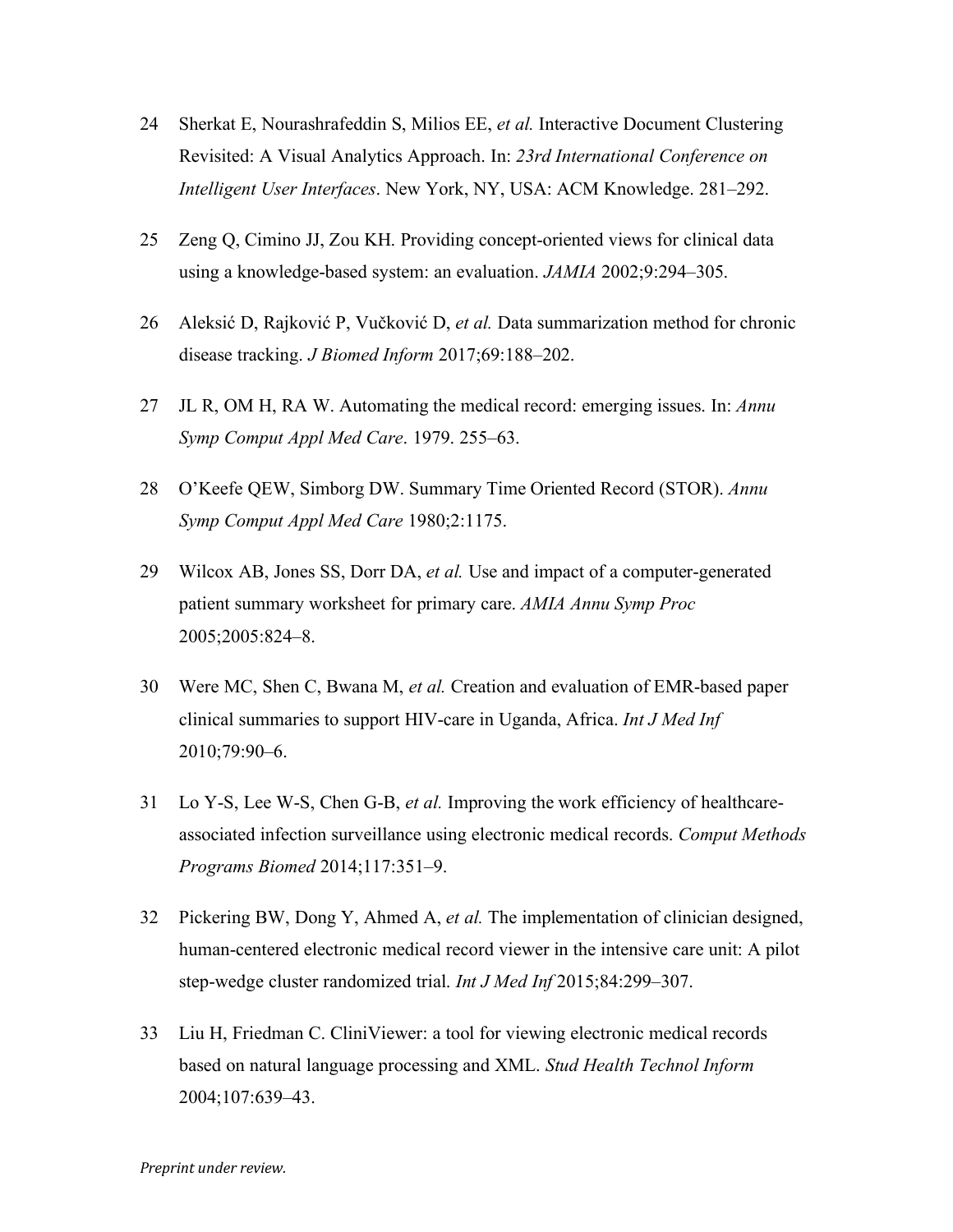24 Sherkat E, Nourashrafeddin S, Milios EE, *et al.* Interactive Document Clustering Revisited: A Visual Analytics Approach. In: *23rd International Conference on Intelligent User Interfaces*. New York, NY, USA: ACM Knowledge. 281–292.

25 Zeng Q, Cimino JJ, Zou KH. Providing concept-oriented views for clinical data using a knowledge-based system: an evaluation. *JAMIA* 2002;9:294–305.

26 Aleksić D, Rajković P, Vučković D, *et al.* Data summarization method for chronic disease tracking. *J Biomed Inform* 2017;69:188–202.

27 JL R, OM H, RA W. Automating the medical record: emerging issues. In: *Annu Symp Comput Appl Med Care*. 1979. 255–63.

28 O'Keefe QEW, Simborg DW. Summary Time Oriented Record (STOR). *Annu Symp Comput Appl Med Care* 1980;2:1175.

29 Wilcox AB, Jones SS, Dorr DA, *et al.* Use and impact of a computer-generated patient summary worksheet for primary care. *AMIA Annu Symp Proc* 2005;2005:824–8.

30 Were MC, Shen C, Bwana M, *et al.* Creation and evaluation of EMR-based paper clinical summaries to support HIV-care in Uganda, Africa. *Int J Med Inf* 2010;79:90–6.

31 Lo Y-S, Lee W-S, Chen G-B, *et al.* Improving the work efficiency of healthcare-associated infection surveillance using electronic medical records. *Comput Methods Programs Biomed* 2014;117:351–9.

32 Pickering BW, Dong Y, Ahmed A, *et al.* The implementation of clinician designed, human-centered electronic medical record viewer in the intensive care unit: A pilot step-wedge cluster randomized trial. *Int J Med Inf* 2015;84:299–307.

33 Liu H, Friedman C. CliniViewer: a tool for viewing electronic medical records based on natural language processing and XML. *Stud Health Technol Inform* 2004;107:639–43.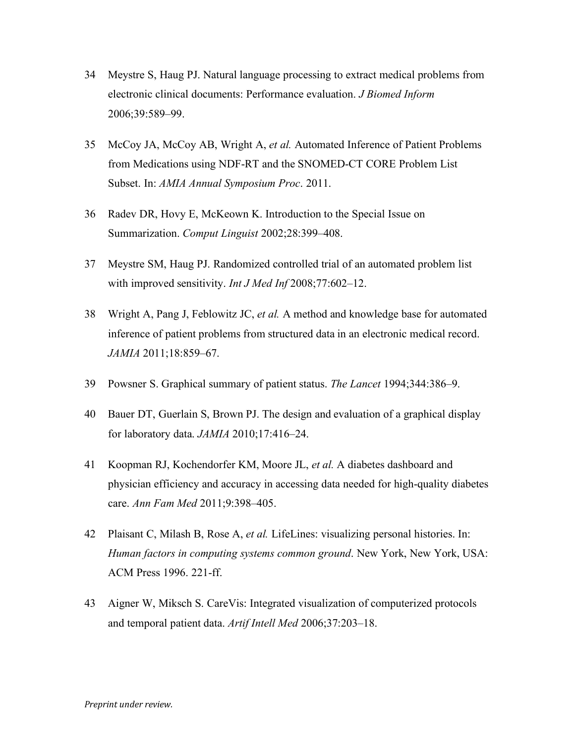34 Meystre S, Haug PJ. Natural language processing to extract medical problems from electronic clinical documents: Performance evaluation. *J Biomed Inform* 2006;39:589–99.

35 McCoy JA, McCoy AB, Wright A, *et al.* Automated Inference of Patient Problems from Medications using NDF-RT and the SNOMED-CT CORE Problem List Subset. In: *AMIA Annual Symposium Proc*. 2011.

36 Radev DR, Hovy E, McKeown K. Introduction to the Special Issue on Summarization. *Comput Linguist* 2002;28:399–408.

37 Meystre SM, Haug PJ. Randomized controlled trial of an automated problem list with improved sensitivity. *Int J Med Inf* 2008;77:602–12.

38 Wright A, Pang J, Feblowitz JC, *et al.* A method and knowledge base for automated inference of patient problems from structured data in an electronic medical record. *JAMIA* 2011;18:859–67.

39 Powsner S. Graphical summary of patient status. *The Lancet* 1994;344:386–9.

40 Bauer DT, Guerlain S, Brown PJ. The design and evaluation of a graphical display for laboratory data. *JAMIA* 2010;17:416–24.

41 Koopman RJ, Kochendorfer KM, Moore JL, *et al.* A diabetes dashboard and physician efficiency and accuracy in accessing data needed for high-quality diabetes care. *Ann Fam Med* 2011;9:398–405.

42 Plaisant C, Milash B, Rose A, *et al.* LifeLines: visualizing personal histories. In: *Human factors in computing systems common ground*. New York, New York, USA: ACM Press 1996. 221-ff.

43 Aigner W, Miksch S. CareVis: Integrated visualization of computerized protocols and temporal patient data. *Artif Intell Med* 2006;37:203–18.

*Preprint under review.*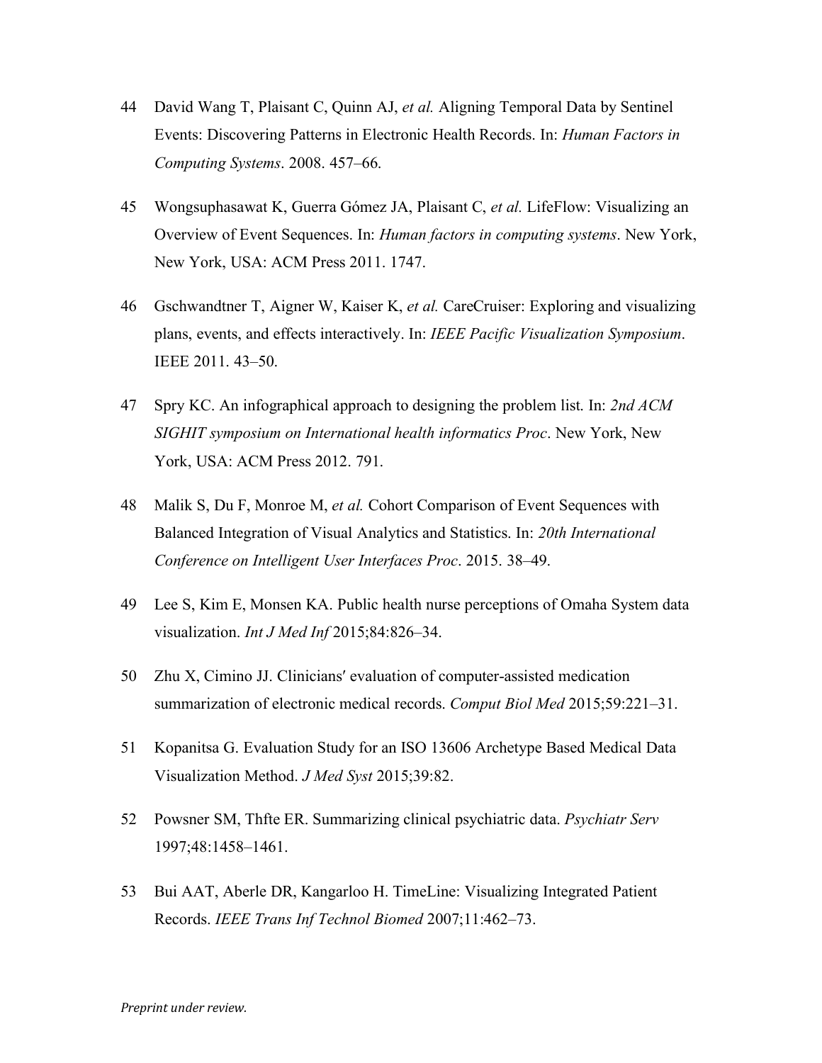44 David Wang T, Plaisant C, Quinn AJ, *et al.* Aligning Temporal Data by Sentinel Events: Discovering Patterns in Electronic Health Records. In: *Human Factors in Computing Systems*. 2008. 457–66.

45 Wongsuphasawat K, Guerra Gómez JA, Plaisant C, *et al.* LifeFlow: Visualizing an Overview of Event Sequences. In: *Human factors in computing systems*. New York, New York, USA: ACM Press 2011. 1747.

46 Gschwandtner T, Aigner W, Kaiser K, *et al.* CareCruiser: Exploring and visualizing plans, events, and effects interactively. In: *IEEE Pacific Visualization Symposium*. IEEE 2011. 43–50.

47 Spry KC. An infographical approach to designing the problem list. In: *2nd ACM SIGHIT symposium on International health informatics Proc*. New York, New York, USA: ACM Press 2012. 791.

48 Malik S, Du F, Monroe M, *et al.* Cohort Comparison of Event Sequences with Balanced Integration of Visual Analytics and Statistics. In: *20th International Conference on Intelligent User Interfaces Proc*. 2015. 38–49.

49 Lee S, Kim E, Monsen KA. Public health nurse perceptions of Omaha System data visualization. *Int J Med Inf* 2015;84:826–34.

50 Zhu X, Cimino JJ. Clinicians′ evaluation of computer-assisted medication summarization of electronic medical records. *Comput Biol Med* 2015;59:221–31.

51 Kopanitsa G. Evaluation Study for an ISO 13606 Archetype Based Medical Data Visualization Method. *J Med Syst* 2015;39:82.

52 Powsner SM, Thfte ER. Summarizing clinical psychiatric data. *Psychiatr Serv* 1997;48:1458–1461.

53 Bui AAT, Aberle DR, Kangarloo H. TimeLine: Visualizing Integrated Patient Records. *IEEE Trans Inf Technol Biomed* 2007;11:462–73.

*Preprint under review.*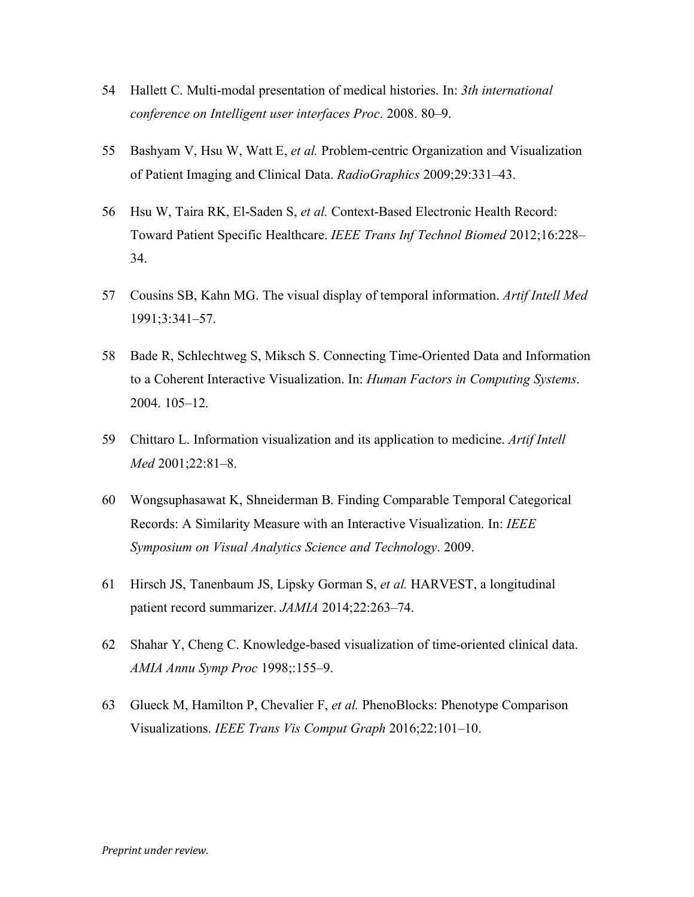54 Hallett C. Multi-modal presentation of medical histories. In: *3th international conference on Intelligent user interfaces Proc*. 2008. 80–9.

55 Bashyam V, Hsu W, Watt E, *et al.* Problem-centric Organization and Visualization of Patient Imaging and Clinical Data. *RadioGraphics* 2009;29:331–43.

56 Hsu W, Taira RK, El-Saden S, *et al.* Context-Based Electronic Health Record: Toward Patient Specific Healthcare. *IEEE Trans Inf Technol Biomed* 2012;16:228–34.

57 Cousins SB, Kahn MG. The visual display of temporal information. *Artif Intell Med* 1991;3:341–57.

58 Bade R, Schlechtweg S, Miksch S. Connecting Time-Oriented Data and Information to a Coherent Interactive Visualization. In: *Human Factors in Computing Systems*. 2004. 105–12.

59 Chittaro L. Information visualization and its application to medicine. *Artif Intell Med* 2001;22:81–8.

60 Wongsuphasawat K, Shneiderman B. Finding Comparable Temporal Categorical Records: A Similarity Measure with an Interactive Visualization. In: *IEEE Symposium on Visual Analytics Science and Technology*. 2009.

61 Hirsch JS, Tanenbaum JS, Lipsky Gorman S, *et al.* HARVEST, a longitudinal patient record summarizer. *JAMIA* 2014;22:263–74.

62 Shahar Y, Cheng C. Knowledge-based visualization of time-oriented clinical data. *AMIA Annu Symp Proc* 1998;:155–9.

63 Glueck M, Hamilton P, Chevalier F, *et al.* PhenoBlocks: Phenotype Comparison Visualizations. *IEEE Trans Vis Comput Graph* 2016;22:101–10.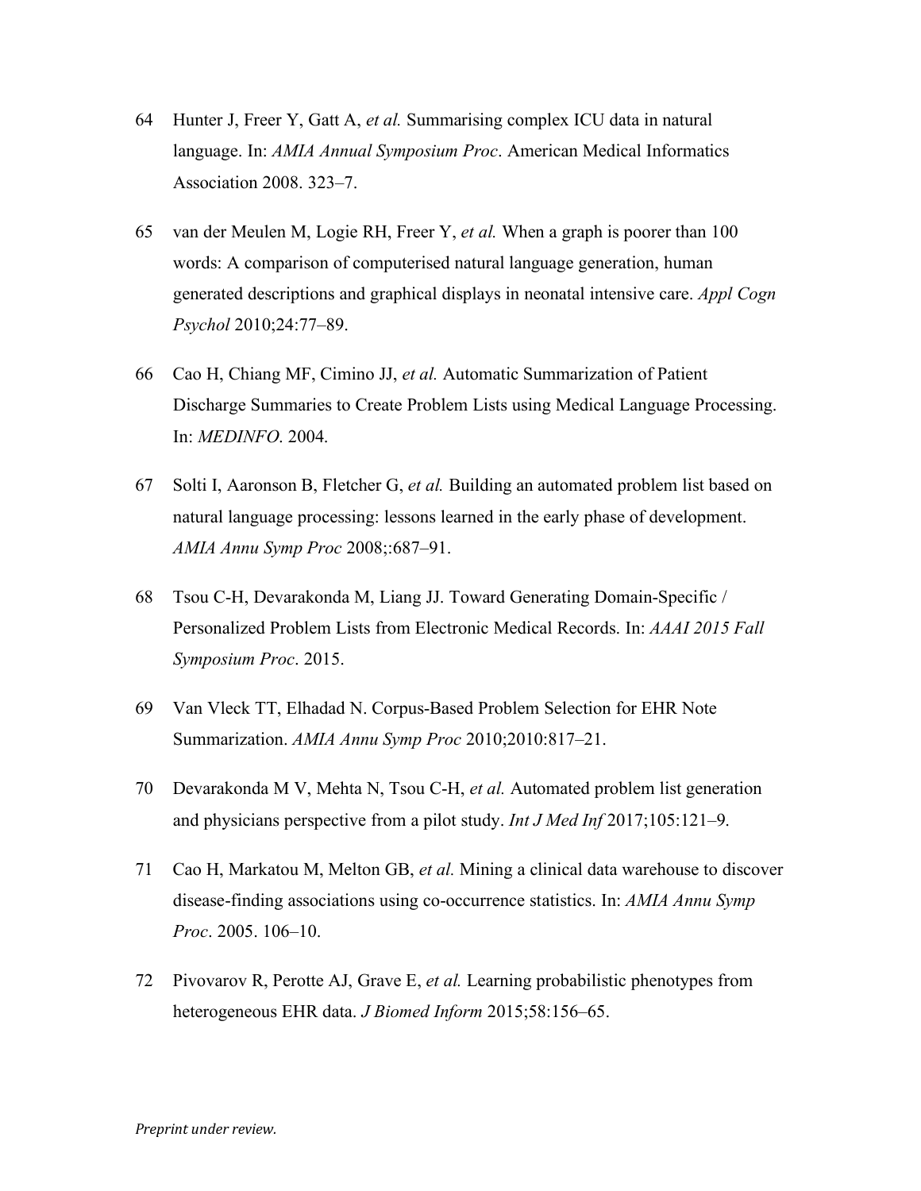64 Hunter J, Freer Y, Gatt A, *et al.* Summarising complex ICU data in natural language. In: *AMIA Annual Symposium Proc*. American Medical Informatics Association 2008. 323–7.

65 van der Meulen M, Logie RH, Freer Y, *et al.* When a graph is poorer than 100 words: A comparison of computerised natural language generation, human generated descriptions and graphical displays in neonatal intensive care. *Appl Cogn Psychol* 2010;24:77–89.

66 Cao H, Chiang MF, Cimino JJ, *et al.* Automatic Summarization of Patient Discharge Summaries to Create Problem Lists using Medical Language Processing. In: *MEDINFO*. 2004.

67 Solti I, Aaronson B, Fletcher G, *et al.* Building an automated problem list based on natural language processing: lessons learned in the early phase of development. *AMIA Annu Symp Proc* 2008;:687–91.

68 Tsou C-H, Devarakonda M, Liang JJ. Toward Generating Domain-Specific / Personalized Problem Lists from Electronic Medical Records. In: *AAAI 2015 Fall Symposium Proc*. 2015.

69 Van Vleck TT, Elhadad N. Corpus-Based Problem Selection for EHR Note Summarization. *AMIA Annu Symp Proc* 2010;2010:817–21.

70 Devarakonda M V, Mehta N, Tsou C-H, *et al.* Automated problem list generation and physicians perspective from a pilot study. *Int J Med Inf* 2017;105:121–9.

71 Cao H, Markatou M, Melton GB, *et al.* Mining a clinical data warehouse to discover disease-finding associations using co-occurrence statistics. In: *AMIA Annu Symp Proc*. 2005. 106–10.

72 Pivovarov R, Perotte AJ, Grave E, *et al.* Learning probabilistic phenotypes from heterogeneous EHR data. *J Biomed Inform* 2015;58:156–65.

*Preprint under review.*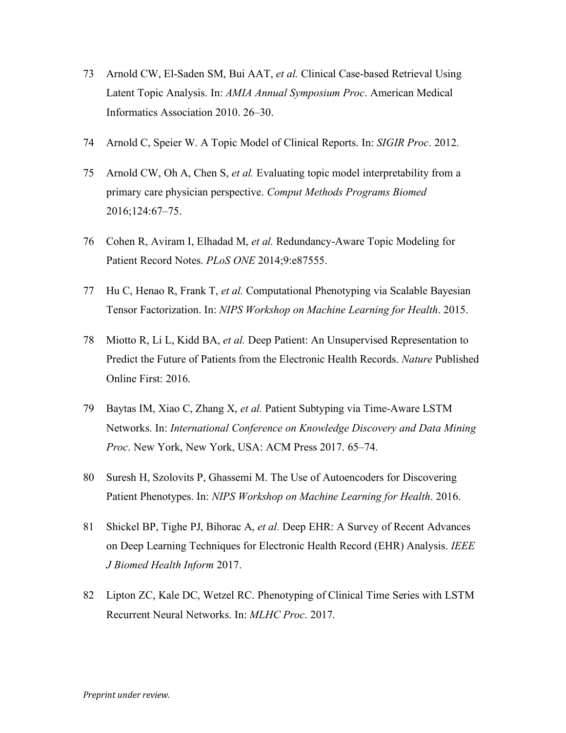73 Arnold CW, El-Saden SM, Bui AAT, *et al.* Clinical Case-based Retrieval Using Latent Topic Analysis. In: *AMIA Annual Symposium Proc*. American Medical Informatics Association 2010. 26–30.

74 Arnold C, Speier W. A Topic Model of Clinical Reports. In: *SIGIR Proc*. 2012.

75 Arnold CW, Oh A, Chen S, *et al.* Evaluating topic model interpretability from a primary care physician perspective. *Comput Methods Programs Biomed* 2016;124:67–75.

76 Cohen R, Aviram I, Elhadad M, *et al.* Redundancy-Aware Topic Modeling for Patient Record Notes. *PLoS ONE* 2014;9:e87555.

77 Hu C, Henao R, Frank T, *et al.* Computational Phenotyping via Scalable Bayesian Tensor Factorization. In: *NIPS Workshop on Machine Learning for Health*. 2015.

78 Miotto R, Li L, Kidd BA, *et al.* Deep Patient: An Unsupervised Representation to Predict the Future of Patients from the Electronic Health Records. *Nature* Published Online First: 2016.

79 Baytas IM, Xiao C, Zhang X, *et al.* Patient Subtyping via Time-Aware LSTM Networks. In: *International Conference on Knowledge Discovery and Data Mining Proc*. New York, New York, USA: ACM Press 2017. 65–74.

80 Suresh H, Szolovits P, Ghassemi M. The Use of Autoencoders for Discovering Patient Phenotypes. In: *NIPS Workshop on Machine Learning for Health*. 2016.

81 Shickel BP, Tighe PJ, Bihorac A, *et al.* Deep EHR: A Survey of Recent Advances on Deep Learning Techniques for Electronic Health Record (EHR) Analysis. *IEEE J Biomed Health Inform* 2017.

82 Lipton ZC, Kale DC, Wetzel RC. Phenotyping of Clinical Time Series with LSTM Recurrent Neural Networks. In: *MLHC Proc*. 2017.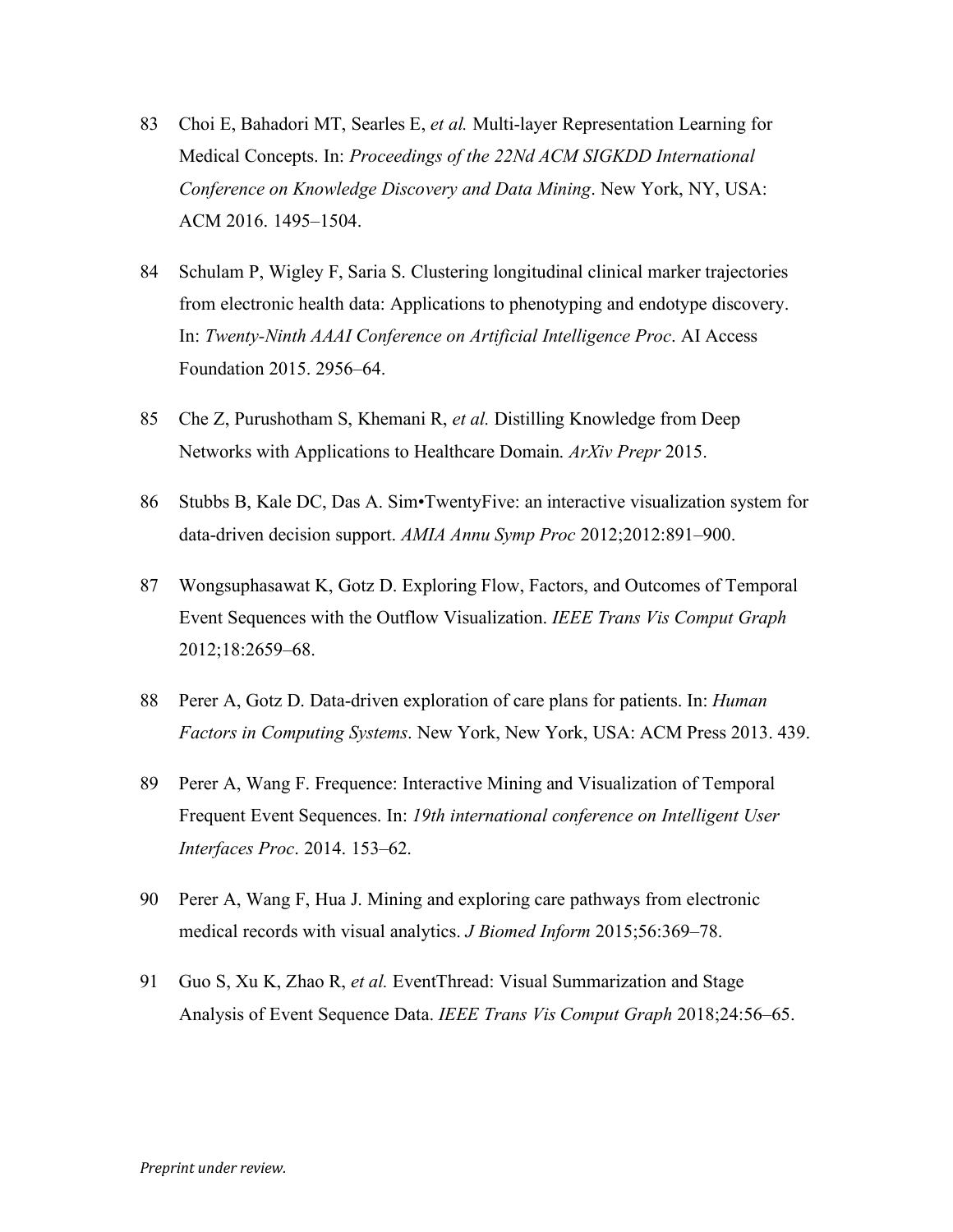83 Choi E, Bahadori MT, Searles E, *et al.* Multi-layer Representation Learning for Medical Concepts. In: *Proceedings of the 22Nd ACM SIGKDD International Conference on Knowledge Discovery and Data Mining*. New York, NY, USA: ACM 2016. 1495–1504.

84 Schulam P, Wigley F, Saria S. Clustering longitudinal clinical marker trajectories from electronic health data: Applications to phenotyping and endotype discovery. In: *Twenty-Ninth AAAI Conference on Artificial Intelligence Proc*. AI Access Foundation 2015. 2956–64.

85 Che Z, Purushotham S, Khemani R, *et al.* Distilling Knowledge from Deep Networks with Applications to Healthcare Domain. *ArXiv Prepr* 2015.

86 Stubbs B, Kale DC, Das A. Sim•TwentyFive: an interactive visualization system for data-driven decision support. *AMIA Annu Symp Proc* 2012;2012:891–900.

87 Wongsuphasawat K, Gotz D. Exploring Flow, Factors, and Outcomes of Temporal Event Sequences with the Outflow Visualization. *IEEE Trans Vis Comput Graph* 2012;18:2659–68.

88 Perer A, Gotz D. Data-driven exploration of care plans for patients. In: *Human Factors in Computing Systems*. New York, New York, USA: ACM Press 2013. 439.

89 Perer A, Wang F. Frequence: Interactive Mining and Visualization of Temporal Frequent Event Sequences. In: *19th international conference on Intelligent User Interfaces Proc*. 2014. 153–62.

90 Perer A, Wang F, Hua J. Mining and exploring care pathways from electronic medical records with visual analytics. *J Biomed Inform* 2015;56:369–78.

91 Guo S, Xu K, Zhao R, *et al.* EventThread: Visual Summarization and Stage Analysis of Event Sequence Data. *IEEE Trans Vis Comput Graph* 2018;24:56–65.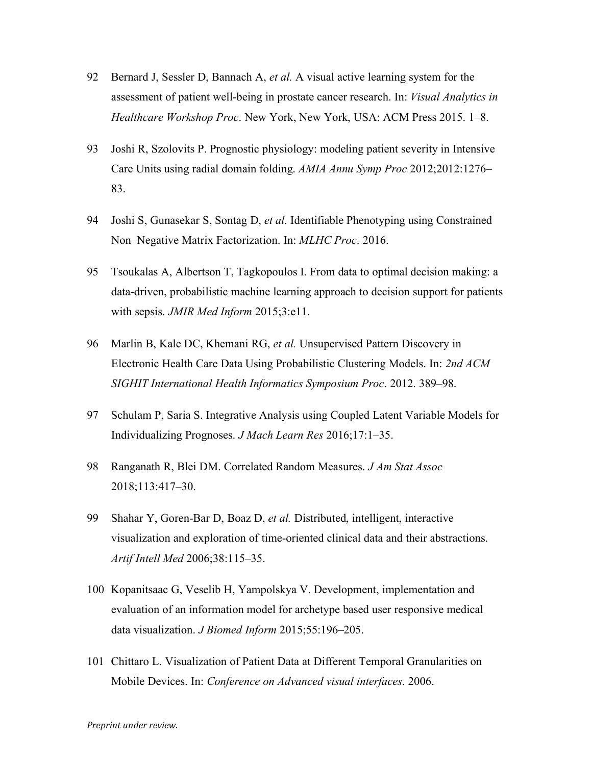92 Bernard J, Sessler D, Bannach A, *et al.* A visual active learning system for the assessment of patient well-being in prostate cancer research. In: *Visual Analytics in Healthcare Workshop Proc*. New York, New York, USA: ACM Press 2015. 1–8.

93 Joshi R, Szolovits P. Prognostic physiology: modeling patient severity in Intensive Care Units using radial domain folding. *AMIA Annu Symp Proc* 2012;2012:1276–83.

94 Joshi S, Gunasekar S, Sontag D, *et al.* Identifiable Phenotyping using Constrained Non–Negative Matrix Factorization. In: *MLHC Proc*. 2016.

95 Tsoukalas A, Albertson T, Tagkopoulos I. From data to optimal decision making: a data-driven, probabilistic machine learning approach to decision support for patients with sepsis. *JMIR Med Inform* 2015;3:e11.

96 Marlin B, Kale DC, Khemani RG, *et al.* Unsupervised Pattern Discovery in Electronic Health Care Data Using Probabilistic Clustering Models. In: *2nd ACM SIGHIT International Health Informatics Symposium Proc*. 2012. 389–98.

97 Schulam P, Saria S. Integrative Analysis using Coupled Latent Variable Models for Individualizing Prognoses. *J Mach Learn Res* 2016;17:1–35.

98 Ranganath R, Blei DM. Correlated Random Measures. *J Am Stat Assoc* 2018;113:417–30.

99 Shahar Y, Goren-Bar D, Boaz D, *et al.* Distributed, intelligent, interactive visualization and exploration of time-oriented clinical data and their abstractions. *Artif Intell Med* 2006;38:115–35.

100 Kopanitsaac G, Veselib H, Yampolskya V. Development, implementation and evaluation of an information model for archetype based user responsive medical data visualization. *J Biomed Inform* 2015;55:196–205.

101 Chittaro L. Visualization of Patient Data at Different Temporal Granularities on Mobile Devices. In: *Conference on Advanced visual interfaces*. 2006.

*Preprint under review.*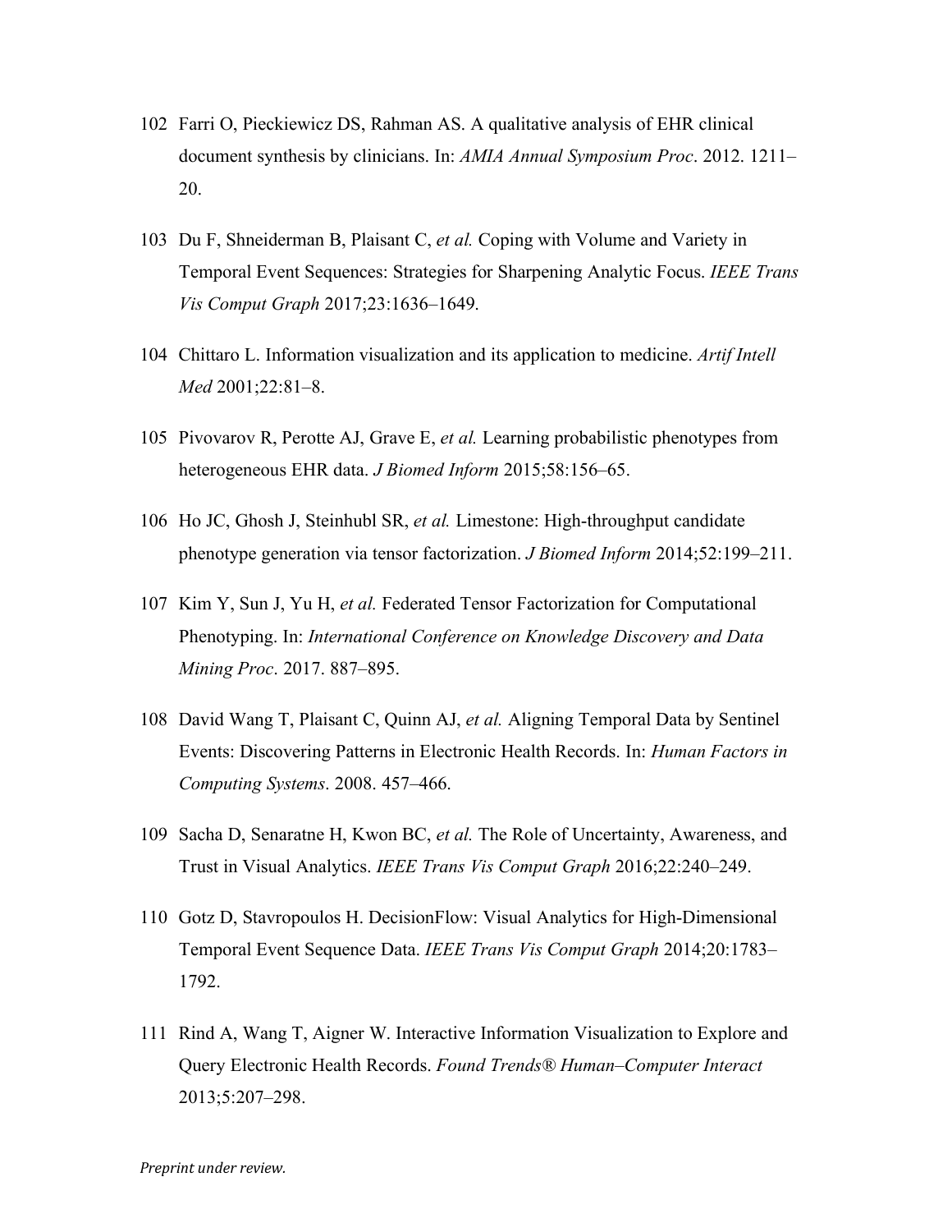102 Farri O, Pieckiewicz DS, Rahman AS. A qualitative analysis of EHR clinical document synthesis by clinicians. In: *AMIA Annual Symposium Proc*. 2012. 1211–20.

103 Du F, Shneiderman B, Plaisant C, *et al.* Coping with Volume and Variety in Temporal Event Sequences: Strategies for Sharpening Analytic Focus. *IEEE Trans Vis Comput Graph* 2017;23:1636–1649.

104 Chittaro L. Information visualization and its application to medicine. *Artif Intell Med* 2001;22:81–8.

105 Pivovarov R, Perotte AJ, Grave E, *et al.* Learning probabilistic phenotypes from heterogeneous EHR data. *J Biomed Inform* 2015;58:156–65.

106 Ho JC, Ghosh J, Steinhubl SR, *et al.* Limestone: High-throughput candidate phenotype generation via tensor factorization. *J Biomed Inform* 2014;52:199–211.

107 Kim Y, Sun J, Yu H, *et al.* Federated Tensor Factorization for Computational Phenotyping. In: *International Conference on Knowledge Discovery and Data Mining Proc*. 2017. 887–895.

108 David Wang T, Plaisant C, Quinn AJ, *et al.* Aligning Temporal Data by Sentinel Events: Discovering Patterns in Electronic Health Records. In: *Human Factors in Computing Systems*. 2008. 457–466.

109 Sacha D, Senaratne H, Kwon BC, *et al.* The Role of Uncertainty, Awareness, and Trust in Visual Analytics. *IEEE Trans Vis Comput Graph* 2016;22:240–249.

110 Gotz D, Stavropoulos H. DecisionFlow: Visual Analytics for High-Dimensional Temporal Event Sequence Data. *IEEE Trans Vis Comput Graph* 2014;20:1783–1792.

111 Rind A, Wang T, Aigner W. Interactive Information Visualization to Explore and Query Electronic Health Records. *Found Trends® Human–Computer Interact* 2013;5:207–298.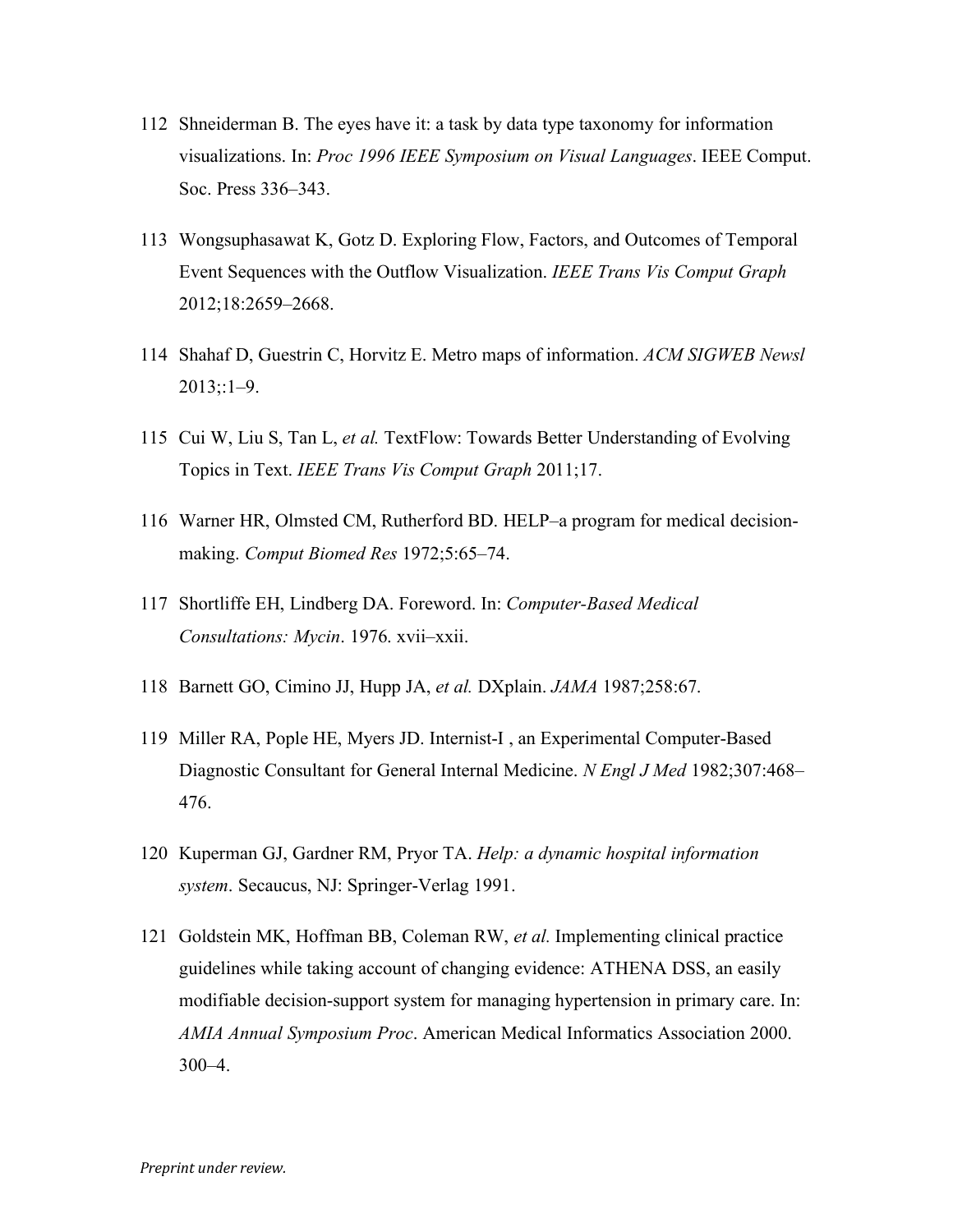112 Shneiderman B. The eyes have it: a task by data type taxonomy for information visualizations. In: *Proc 1996 IEEE Symposium on Visual Languages*. IEEE Comput. Soc. Press 336–343.

113 Wongsuphasawat K, Gotz D. Exploring Flow, Factors, and Outcomes of Temporal Event Sequences with the Outflow Visualization. *IEEE Trans Vis Comput Graph* 2012;18:2659–2668.

114 Shahaf D, Guestrin C, Horvitz E. Metro maps of information. *ACM SIGWEB Newsl* 2013;:1–9.

115 Cui W, Liu S, Tan L, *et al.* TextFlow: Towards Better Understanding of Evolving Topics in Text. *IEEE Trans Vis Comput Graph* 2011;17.

116 Warner HR, Olmsted CM, Rutherford BD. HELP–a program for medical decision-making. *Comput Biomed Res* 1972;5:65–74.

117 Shortliffe EH, Lindberg DA. Foreword. In: *Computer-Based Medical Consultations: Mycin*. 1976. xvii–xxii.

118 Barnett GO, Cimino JJ, Hupp JA, *et al.* DXplain. *JAMA* 1987;258:67.

119 Miller RA, Pople HE, Myers JD. Internist-I , an Experimental Computer-Based Diagnostic Consultant for General Internal Medicine. *N Engl J Med* 1982;307:468–476.

120 Kuperman GJ, Gardner RM, Pryor TA. *Help: a dynamic hospital information system*. Secaucus, NJ: Springer-Verlag 1991.

121 Goldstein MK, Hoffman BB, Coleman RW, *et al.* Implementing clinical practice guidelines while taking account of changing evidence: ATHENA DSS, an easily modifiable decision-support system for managing hypertension in primary care. In: *AMIA Annual Symposium Proc*. American Medical Informatics Association 2000. 300–4.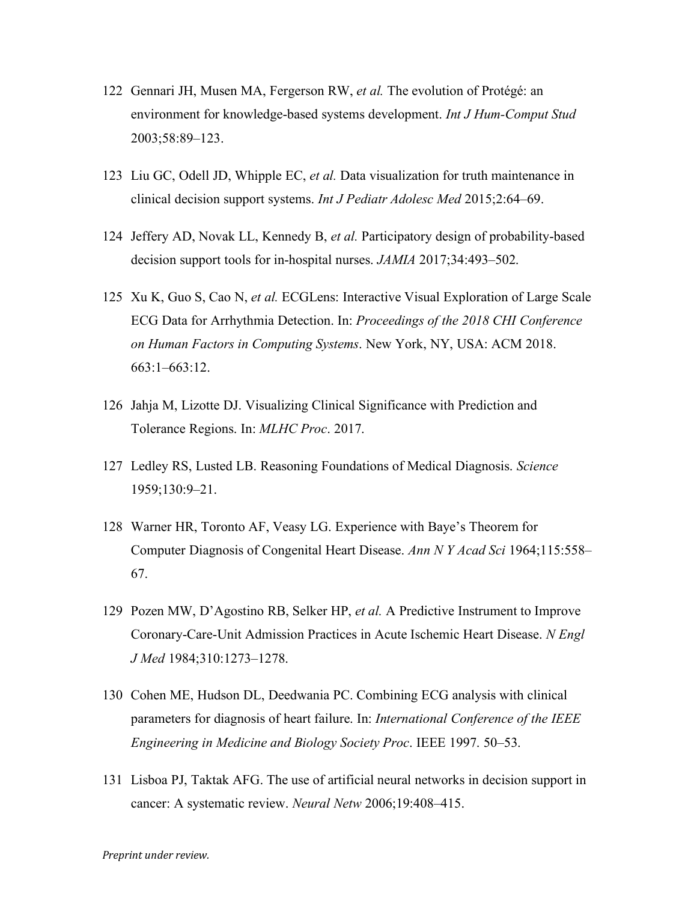122 Gennari JH, Musen MA, Fergerson RW, *et al.* The evolution of Protégé: an environment for knowledge-based systems development. *Int J Hum-Comput Stud* 2003;58:89–123.

123 Liu GC, Odell JD, Whipple EC, *et al.* Data visualization for truth maintenance in clinical decision support systems. *Int J Pediatr Adolesc Med* 2015;2:64–69.

124 Jeffery AD, Novak LL, Kennedy B, *et al.* Participatory design of probability-based decision support tools for in-hospital nurses. *JAMIA* 2017;34:493–502.

125 Xu K, Guo S, Cao N, *et al.* ECGLens: Interactive Visual Exploration of Large Scale ECG Data for Arrhythmia Detection. In: *Proceedings of the 2018 CHI Conference on Human Factors in Computing Systems*. New York, NY, USA: ACM 2018. 663:1–663:12.

126 Jahja M, Lizotte DJ. Visualizing Clinical Significance with Prediction and Tolerance Regions. In: *MLHC Proc*. 2017.

127 Ledley RS, Lusted LB. Reasoning Foundations of Medical Diagnosis. *Science* 1959;130:9–21.

128 Warner HR, Toronto AF, Veasy LG. Experience with Baye's Theorem for Computer Diagnosis of Congenital Heart Disease. *Ann N Y Acad Sci* 1964;115:558–67.

129 Pozen MW, D'Agostino RB, Selker HP, *et al.* A Predictive Instrument to Improve Coronary-Care-Unit Admission Practices in Acute Ischemic Heart Disease. *N Engl J Med* 1984;310:1273–1278.

130 Cohen ME, Hudson DL, Deedwania PC. Combining ECG analysis with clinical parameters for diagnosis of heart failure. In: *International Conference of the IEEE Engineering in Medicine and Biology Society Proc*. IEEE 1997. 50–53.

131 Lisboa PJ, Taktak AFG. The use of artificial neural networks in decision support in cancer: A systematic review. *Neural Netw* 2006;19:408–415.

*Preprint under review.*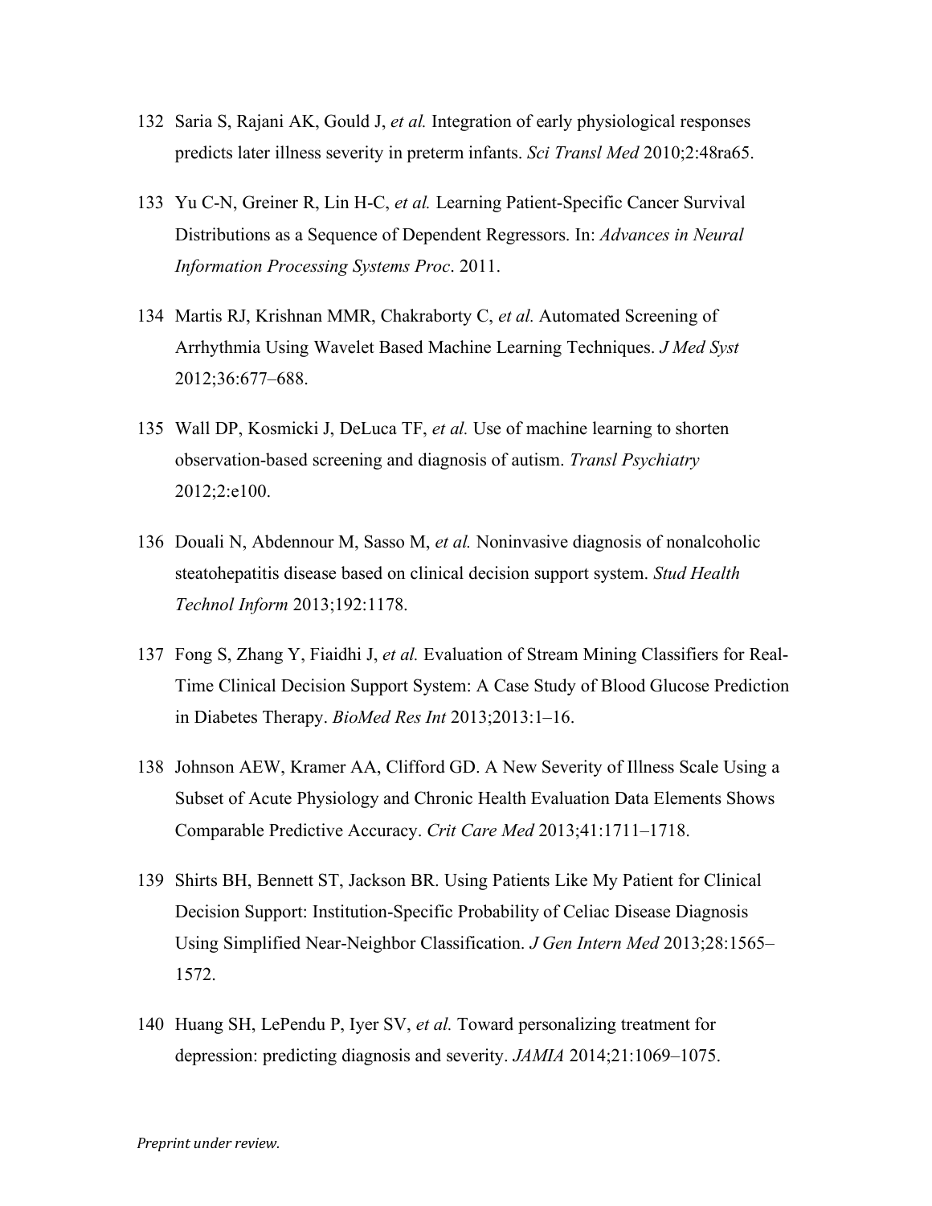132 Saria S, Rajani AK, Gould J, *et al.* Integration of early physiological responses predicts later illness severity in preterm infants. *Sci Transl Med* 2010;2:48ra65.

133 Yu C-N, Greiner R, Lin H-C, *et al.* Learning Patient-Specific Cancer Survival Distributions as a Sequence of Dependent Regressors. In: *Advances in Neural Information Processing Systems Proc*. 2011.

134 Martis RJ, Krishnan MMR, Chakraborty C, *et al.* Automated Screening of Arrhythmia Using Wavelet Based Machine Learning Techniques. *J Med Syst* 2012;36:677–688.

135 Wall DP, Kosmicki J, DeLuca TF, *et al.* Use of machine learning to shorten observation-based screening and diagnosis of autism. *Transl Psychiatry* 2012;2:e100.

136 Douali N, Abdennour M, Sasso M, *et al.* Noninvasive diagnosis of nonalcoholic steatohepatitis disease based on clinical decision support system. *Stud Health Technol Inform* 2013;192:1178.

137 Fong S, Zhang Y, Fiaidhi J, *et al.* Evaluation of Stream Mining Classifiers for Real-Time Clinical Decision Support System: A Case Study of Blood Glucose Prediction in Diabetes Therapy. *BioMed Res Int* 2013;2013:1–16.

138 Johnson AEW, Kramer AA, Clifford GD. A New Severity of Illness Scale Using a Subset of Acute Physiology and Chronic Health Evaluation Data Elements Shows Comparable Predictive Accuracy. *Crit Care Med* 2013;41:1711–1718.

139 Shirts BH, Bennett ST, Jackson BR. Using Patients Like My Patient for Clinical Decision Support: Institution-Specific Probability of Celiac Disease Diagnosis Using Simplified Near-Neighbor Classification. *J Gen Intern Med* 2013;28:1565–1572.

140 Huang SH, LePendu P, Iyer SV, *et al.* Toward personalizing treatment for depression: predicting diagnosis and severity. *JAMIA* 2014;21:1069–1075.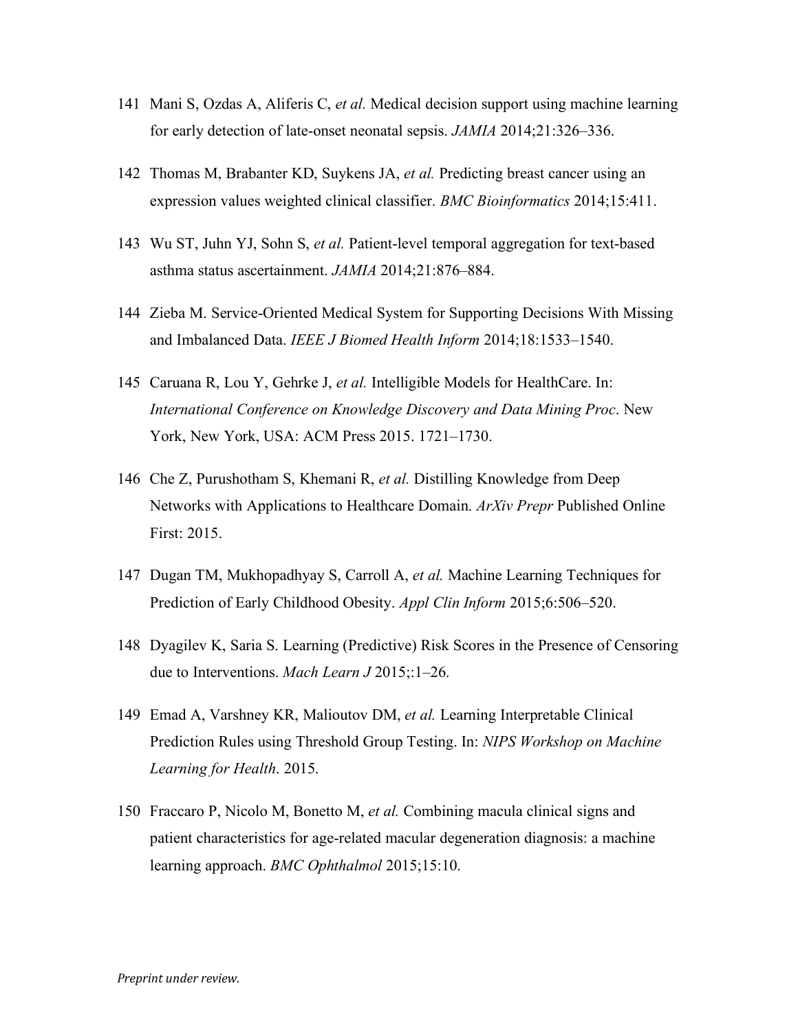141 Mani S, Ozdas A, Aliferis C, *et al.* Medical decision support using machine learning for early detection of late-onset neonatal sepsis. *JAMIA* 2014;21:326–336.

142 Thomas M, Brabanter KD, Suykens JA, *et al.* Predicting breast cancer using an expression values weighted clinical classifier. *BMC Bioinformatics* 2014;15:411.

143 Wu ST, Juhn YJ, Sohn S, *et al.* Patient-level temporal aggregation for text-based asthma status ascertainment. *JAMIA* 2014;21:876–884.

144 Zieba M. Service-Oriented Medical System for Supporting Decisions With Missing and Imbalanced Data. *IEEE J Biomed Health Inform* 2014;18:1533–1540.

145 Caruana R, Lou Y, Gehrke J, *et al.* Intelligible Models for HealthCare. In: *International Conference on Knowledge Discovery and Data Mining Proc*. New York, New York, USA: ACM Press 2015. 1721–1730.

146 Che Z, Purushotham S, Khemani R, *et al.* Distilling Knowledge from Deep Networks with Applications to Healthcare Domain. *ArXiv Prepr* Published Online First: 2015.

147 Dugan TM, Mukhopadhyay S, Carroll A, *et al.* Machine Learning Techniques for Prediction of Early Childhood Obesity. *Appl Clin Inform* 2015;6:506–520.

148 Dyagilev K, Saria S. Learning (Predictive) Risk Scores in the Presence of Censoring due to Interventions. *Mach Learn J* 2015;:1–26.

149 Emad A, Varshney KR, Malioutov DM, *et al.* Learning Interpretable Clinical Prediction Rules using Threshold Group Testing. In: *NIPS Workshop on Machine Learning for Health*. 2015.

150 Fraccaro P, Nicolo M, Bonetto M, *et al.* Combining macula clinical signs and patient characteristics for age-related macular degeneration diagnosis: a machine learning approach. *BMC Ophthalmol* 2015;15:10.

*Preprint under review.*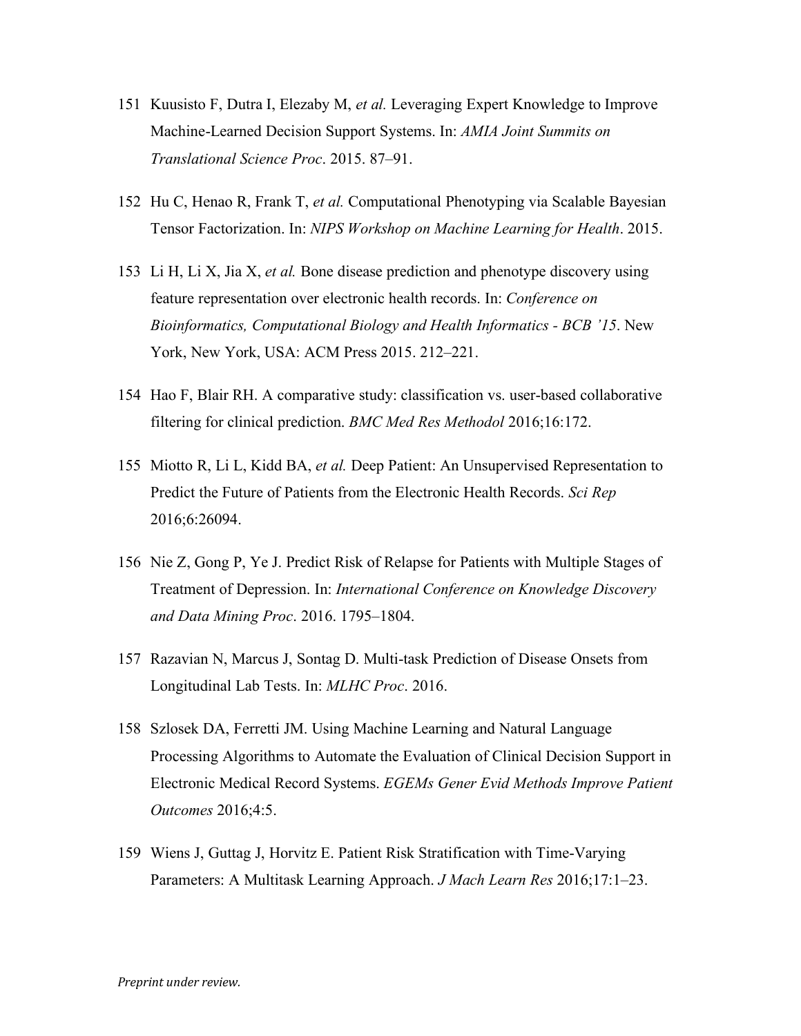151 Kuusisto F, Dutra I, Elezaby M, *et al.* Leveraging Expert Knowledge to Improve Machine-Learned Decision Support Systems. In: *AMIA Joint Summits on Translational Science Proc*. 2015. 87–91.

152 Hu C, Henao R, Frank T, *et al.* Computational Phenotyping via Scalable Bayesian Tensor Factorization. In: *NIPS Workshop on Machine Learning for Health*. 2015.

153 Li H, Li X, Jia X, *et al.* Bone disease prediction and phenotype discovery using feature representation over electronic health records. In: *Conference on Bioinformatics, Computational Biology and Health Informatics - BCB '15*. New York, New York, USA: ACM Press 2015. 212–221.

154 Hao F, Blair RH. A comparative study: classification vs. user-based collaborative filtering for clinical prediction. *BMC Med Res Methodol* 2016;16:172.

155 Miotto R, Li L, Kidd BA, *et al.* Deep Patient: An Unsupervised Representation to Predict the Future of Patients from the Electronic Health Records. *Sci Rep* 2016;6:26094.

156 Nie Z, Gong P, Ye J. Predict Risk of Relapse for Patients with Multiple Stages of Treatment of Depression. In: *International Conference on Knowledge Discovery and Data Mining Proc*. 2016. 1795–1804.

157 Razavian N, Marcus J, Sontag D. Multi-task Prediction of Disease Onsets from Longitudinal Lab Tests. In: *MLHC Proc*. 2016.

158 Szlosek DA, Ferretti JM. Using Machine Learning and Natural Language Processing Algorithms to Automate the Evaluation of Clinical Decision Support in Electronic Medical Record Systems. *EGEMs Gener Evid Methods Improve Patient Outcomes* 2016;4:5.

159 Wiens J, Guttag J, Horvitz E. Patient Risk Stratification with Time-Varying Parameters: A Multitask Learning Approach. *J Mach Learn Res* 2016;17:1–23.

*Preprint under review.*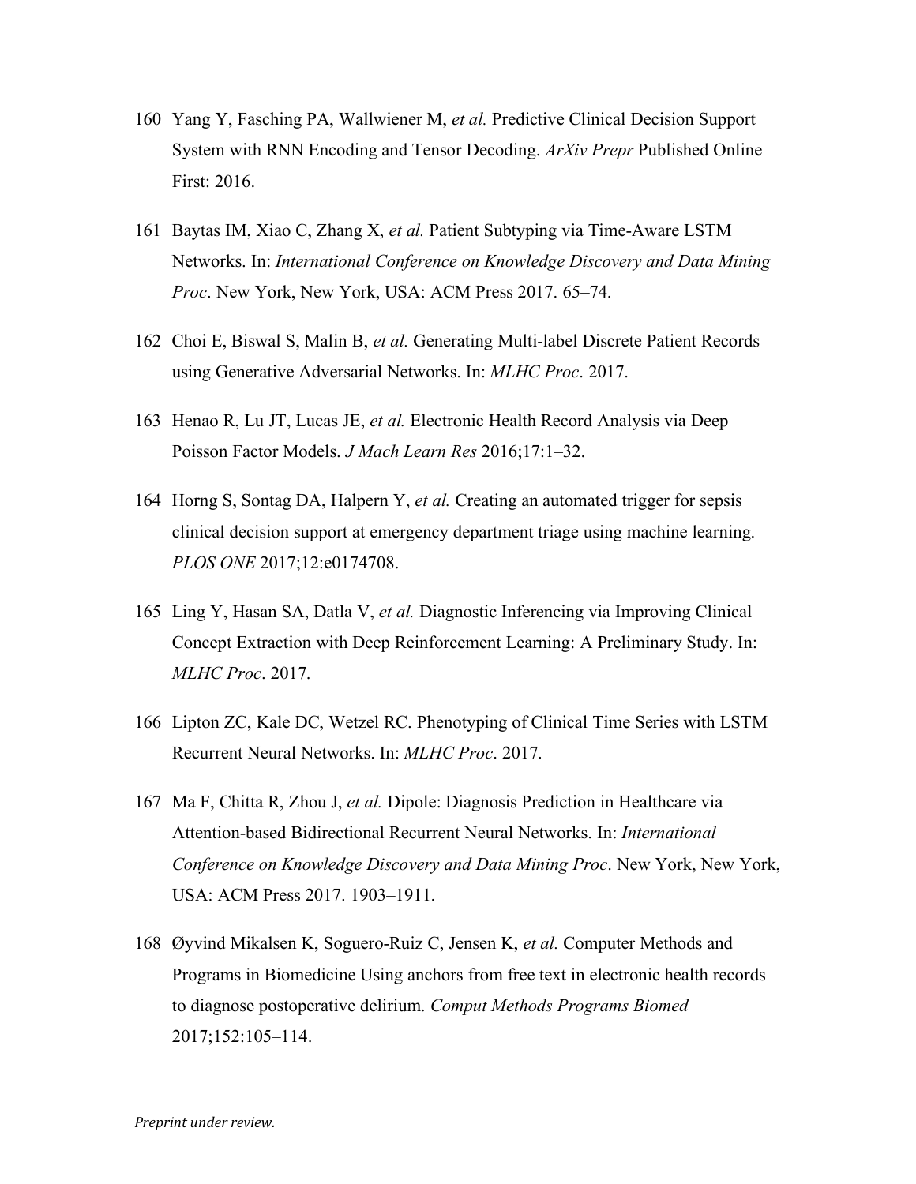160 Yang Y, Fasching PA, Wallwiener M, *et al.* Predictive Clinical Decision Support System with RNN Encoding and Tensor Decoding. *ArXiv Prepr* Published Online First: 2016.

161 Baytas IM, Xiao C, Zhang X, *et al.* Patient Subtyping via Time-Aware LSTM Networks. In: *International Conference on Knowledge Discovery and Data Mining Proc*. New York, New York, USA: ACM Press 2017. 65–74.

162 Choi E, Biswal S, Malin B, *et al.* Generating Multi-label Discrete Patient Records using Generative Adversarial Networks. In: *MLHC Proc*. 2017.

163 Henao R, Lu JT, Lucas JE, *et al.* Electronic Health Record Analysis via Deep Poisson Factor Models. *J Mach Learn Res* 2016;17:1–32.

164 Horng S, Sontag DA, Halpern Y, *et al.* Creating an automated trigger for sepsis clinical decision support at emergency department triage using machine learning. *PLOS ONE* 2017;12:e0174708.

165 Ling Y, Hasan SA, Datla V, *et al.* Diagnostic Inferencing via Improving Clinical Concept Extraction with Deep Reinforcement Learning: A Preliminary Study. In: *MLHC Proc*. 2017.

166 Lipton ZC, Kale DC, Wetzel RC. Phenotyping of Clinical Time Series with LSTM Recurrent Neural Networks. In: *MLHC Proc*. 2017.

167 Ma F, Chitta R, Zhou J, *et al.* Dipole: Diagnosis Prediction in Healthcare via Attention-based Bidirectional Recurrent Neural Networks. In: *International Conference on Knowledge Discovery and Data Mining Proc*. New York, New York, USA: ACM Press 2017. 1903–1911.

168 Øyvind Mikalsen K, Soguero-Ruiz C, Jensen K, *et al.* Computer Methods and Programs in Biomedicine Using anchors from free text in electronic health records to diagnose postoperative delirium. *Comput Methods Programs Biomed* 2017;152:105–114.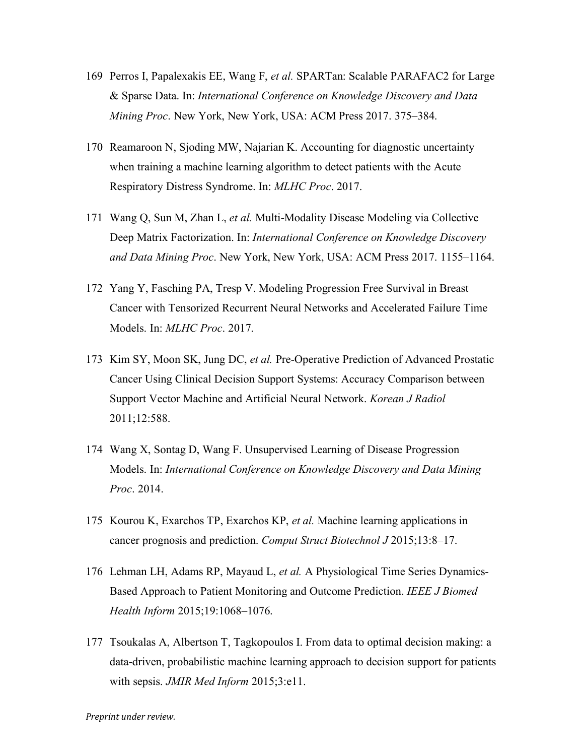169 Perros I, Papalexakis EE, Wang F, *et al.* SPARTan: Scalable PARAFAC2 for Large & Sparse Data. In: *International Conference on Knowledge Discovery and Data Mining Proc*. New York, New York, USA: ACM Press 2017. 375–384.

170 Reamaroon N, Sjoding MW, Najarian K. Accounting for diagnostic uncertainty when training a machine learning algorithm to detect patients with the Acute Respiratory Distress Syndrome. In: *MLHC Proc*. 2017.

171 Wang Q, Sun M, Zhan L, *et al.* Multi-Modality Disease Modeling via Collective Deep Matrix Factorization. In: *International Conference on Knowledge Discovery and Data Mining Proc*. New York, New York, USA: ACM Press 2017. 1155–1164.

172 Yang Y, Fasching PA, Tresp V. Modeling Progression Free Survival in Breast Cancer with Tensorized Recurrent Neural Networks and Accelerated Failure Time Models. In: *MLHC Proc*. 2017.

173 Kim SY, Moon SK, Jung DC, *et al.* Pre-Operative Prediction of Advanced Prostatic Cancer Using Clinical Decision Support Systems: Accuracy Comparison between Support Vector Machine and Artificial Neural Network. *Korean J Radiol* 2011;12:588.

174 Wang X, Sontag D, Wang F. Unsupervised Learning of Disease Progression Models. In: *International Conference on Knowledge Discovery and Data Mining Proc*. 2014.

175 Kourou K, Exarchos TP, Exarchos KP, *et al.* Machine learning applications in cancer prognosis and prediction. *Comput Struct Biotechnol J* 2015;13:8–17.

176 Lehman LH, Adams RP, Mayaud L, *et al.* A Physiological Time Series Dynamics-Based Approach to Patient Monitoring and Outcome Prediction. *IEEE J Biomed Health Inform* 2015;19:1068–1076.

177 Tsoukalas A, Albertson T, Tagkopoulos I. From data to optimal decision making: a data-driven, probabilistic machine learning approach to decision support for patients with sepsis. *JMIR Med Inform* 2015;3:e11.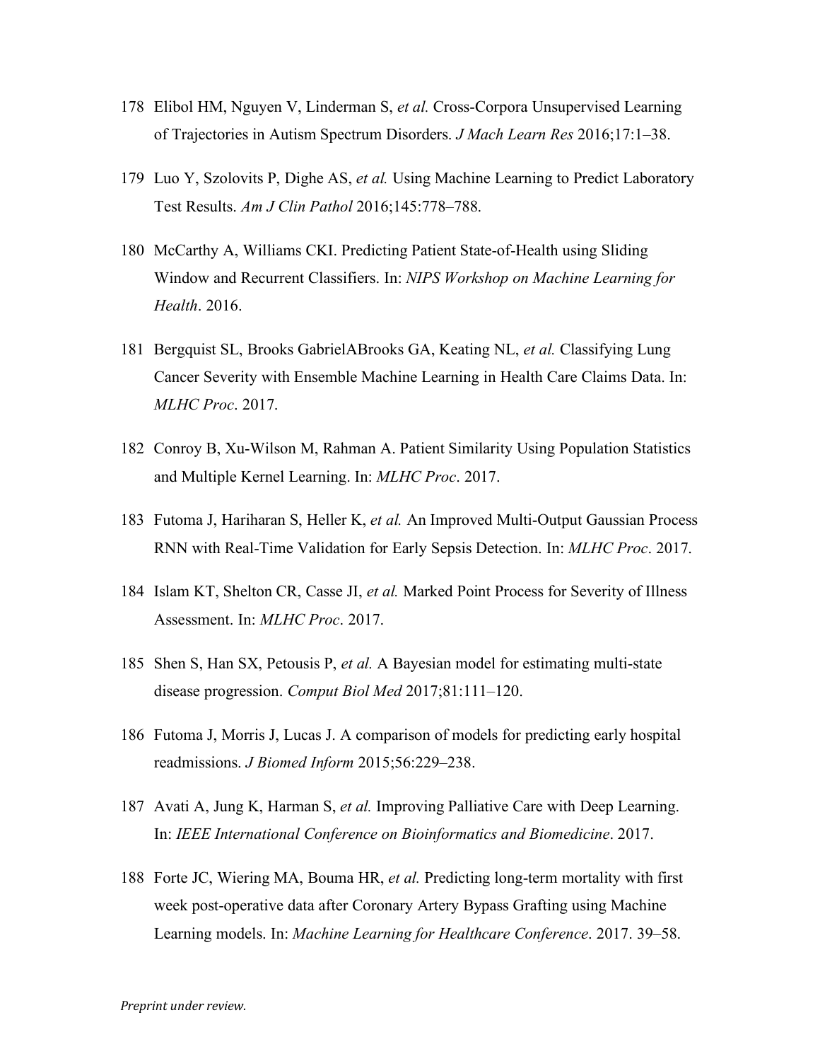178 Elibol HM, Nguyen V, Linderman S, *et al.* Cross-Corpora Unsupervised Learning of Trajectories in Autism Spectrum Disorders. *J Mach Learn Res* 2016;17:1–38.

179 Luo Y, Szolovits P, Dighe AS, *et al.* Using Machine Learning to Predict Laboratory Test Results. *Am J Clin Pathol* 2016;145:778–788.

180 McCarthy A, Williams CKI. Predicting Patient State-of-Health using Sliding Window and Recurrent Classifiers. In: *NIPS Workshop on Machine Learning for Health*. 2016.

181 Bergquist SL, Brooks GabrielABrooks GA, Keating NL, *et al.* Classifying Lung Cancer Severity with Ensemble Machine Learning in Health Care Claims Data. In: *MLHC Proc*. 2017.

182 Conroy B, Xu-Wilson M, Rahman A. Patient Similarity Using Population Statistics and Multiple Kernel Learning. In: *MLHC Proc*. 2017.

183 Futoma J, Hariharan S, Heller K, *et al.* An Improved Multi-Output Gaussian Process RNN with Real-Time Validation for Early Sepsis Detection. In: *MLHC Proc*. 2017.

184 Islam KT, Shelton CR, Casse JI, *et al.* Marked Point Process for Severity of Illness Assessment. In: *MLHC Proc*. 2017.

185 Shen S, Han SX, Petousis P, *et al.* A Bayesian model for estimating multi-state disease progression. *Comput Biol Med* 2017;81:111–120.

186 Futoma J, Morris J, Lucas J. A comparison of models for predicting early hospital readmissions. *J Biomed Inform* 2015;56:229–238.

187 Avati A, Jung K, Harman S, *et al.* Improving Palliative Care with Deep Learning. In: *IEEE International Conference on Bioinformatics and Biomedicine*. 2017.

188 Forte JC, Wiering MA, Bouma HR, *et al.* Predicting long-term mortality with first week post-operative data after Coronary Artery Bypass Grafting using Machine Learning models. In: *Machine Learning for Healthcare Conference*. 2017. 39–58.

*Preprint under review.*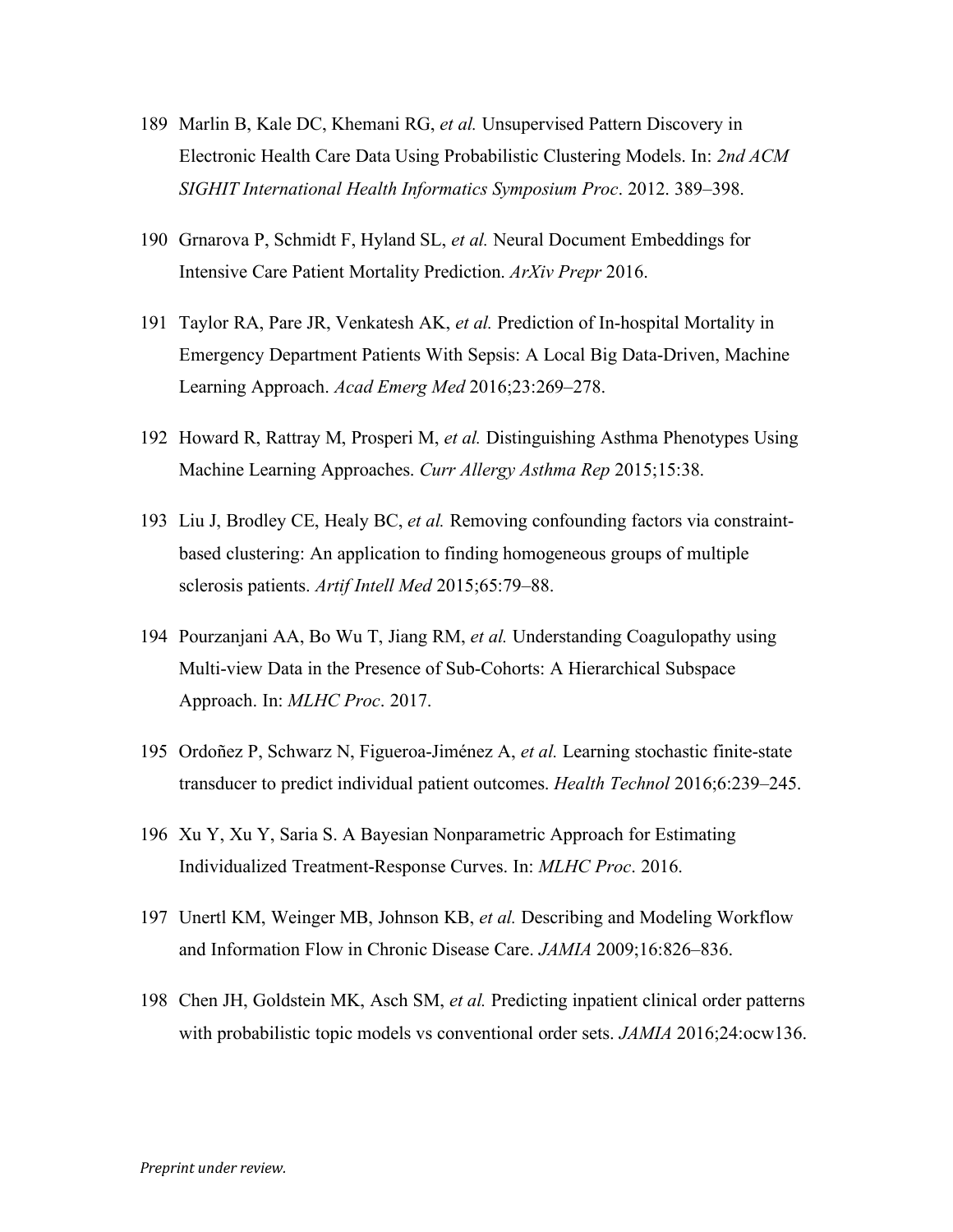189 Marlin B, Kale DC, Khemani RG, *et al.* Unsupervised Pattern Discovery in Electronic Health Care Data Using Probabilistic Clustering Models. In: *2nd ACM SIGHIT International Health Informatics Symposium Proc*. 2012. 389–398.

190 Grnarova P, Schmidt F, Hyland SL, *et al.* Neural Document Embeddings for Intensive Care Patient Mortality Prediction. *ArXiv Prepr* 2016.

191 Taylor RA, Pare JR, Venkatesh AK, *et al.* Prediction of In-hospital Mortality in Emergency Department Patients With Sepsis: A Local Big Data-Driven, Machine Learning Approach. *Acad Emerg Med* 2016;23:269–278.

192 Howard R, Rattray M, Prosperi M, *et al.* Distinguishing Asthma Phenotypes Using Machine Learning Approaches. *Curr Allergy Asthma Rep* 2015;15:38.

193 Liu J, Brodley CE, Healy BC, *et al.* Removing confounding factors via constraint-based clustering: An application to finding homogeneous groups of multiple sclerosis patients. *Artif Intell Med* 2015;65:79–88.

194 Pourzanjani AA, Bo Wu T, Jiang RM, *et al.* Understanding Coagulopathy using Multi-view Data in the Presence of Sub-Cohorts: A Hierarchical Subspace Approach. In: *MLHC Proc*. 2017.

195 Ordoñez P, Schwarz N, Figueroa-Jiménez A, *et al.* Learning stochastic finite-state transducer to predict individual patient outcomes. *Health Technol* 2016;6:239–245.

196 Xu Y, Xu Y, Saria S. A Bayesian Nonparametric Approach for Estimating Individualized Treatment-Response Curves. In: *MLHC Proc*. 2016.

197 Unertl KM, Weinger MB, Johnson KB, *et al.* Describing and Modeling Workflow and Information Flow in Chronic Disease Care. *JAMIA* 2009;16:826–836.

198 Chen JH, Goldstein MK, Asch SM, *et al.* Predicting inpatient clinical order patterns with probabilistic topic models vs conventional order sets. *JAMIA* 2016;24:ocw136.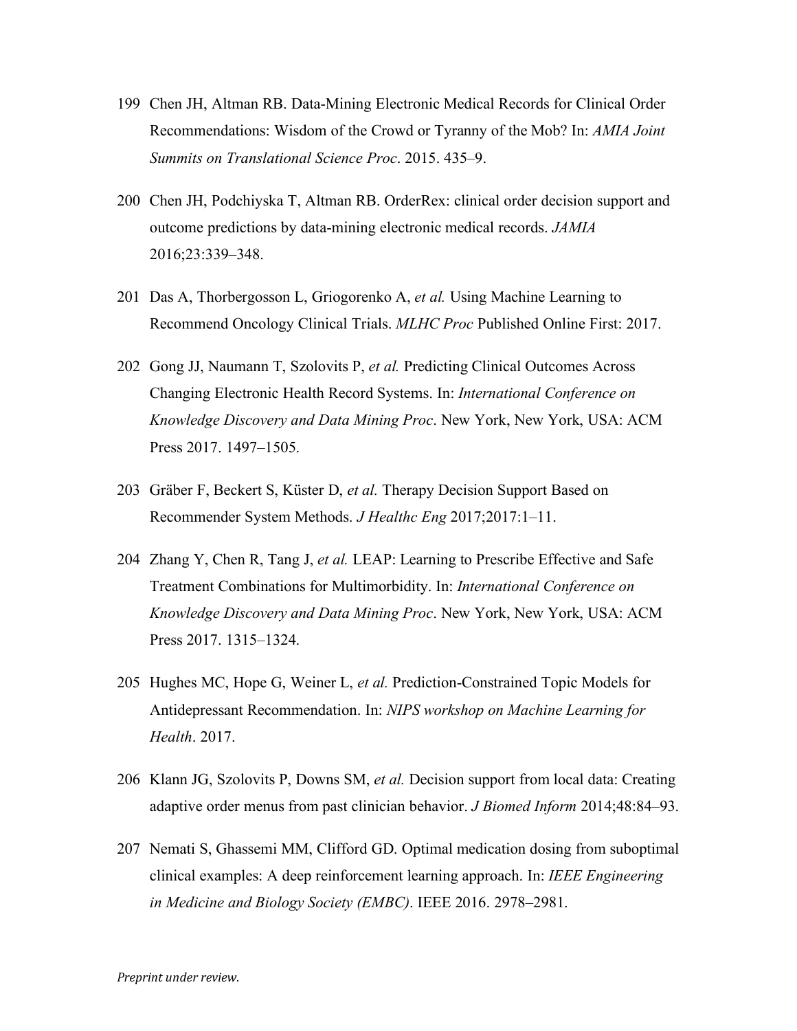199 Chen JH, Altman RB. Data-Mining Electronic Medical Records for Clinical Order Recommendations: Wisdom of the Crowd or Tyranny of the Mob? In: *AMIA Joint Summits on Translational Science Proc*. 2015. 435–9.

200 Chen JH, Podchiyska T, Altman RB. OrderRex: clinical order decision support and outcome predictions by data-mining electronic medical records. *JAMIA* 2016;23:339–348.

201 Das A, Thorbergosson L, Griogorenko A, *et al.* Using Machine Learning to Recommend Oncology Clinical Trials. *MLHC Proc* Published Online First: 2017.

202 Gong JJ, Naumann T, Szolovits P, *et al.* Predicting Clinical Outcomes Across Changing Electronic Health Record Systems. In: *International Conference on Knowledge Discovery and Data Mining Proc*. New York, New York, USA: ACM Press 2017. 1497–1505.

203 Gräber F, Beckert S, Küster D, *et al.* Therapy Decision Support Based on Recommender System Methods. *J Healthc Eng* 2017;2017:1–11.

204 Zhang Y, Chen R, Tang J, *et al.* LEAP: Learning to Prescribe Effective and Safe Treatment Combinations for Multimorbidity. In: *International Conference on Knowledge Discovery and Data Mining Proc*. New York, New York, USA: ACM Press 2017. 1315–1324.

205 Hughes MC, Hope G, Weiner L, *et al.* Prediction-Constrained Topic Models for Antidepressant Recommendation. In: *NIPS workshop on Machine Learning for Health*. 2017.

206 Klann JG, Szolovits P, Downs SM, *et al.* Decision support from local data: Creating adaptive order menus from past clinician behavior. *J Biomed Inform* 2014;48:84–93.

207 Nemati S, Ghassemi MM, Clifford GD. Optimal medication dosing from suboptimal clinical examples: A deep reinforcement learning approach. In: *IEEE Engineering in Medicine and Biology Society (EMBC)*. IEEE 2016. 2978–2981.

*Preprint under review.*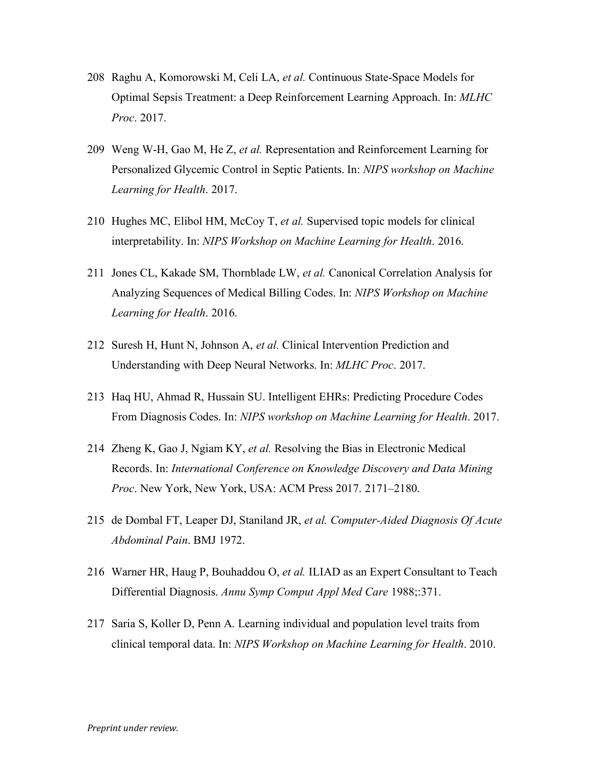208 Raghu A, Komorowski M, Celi LA, *et al.* Continuous State-Space Models for Optimal Sepsis Treatment: a Deep Reinforcement Learning Approach. In: *MLHC Proc*. 2017.

209 Weng W-H, Gao M, He Z, *et al.* Representation and Reinforcement Learning for Personalized Glycemic Control in Septic Patients. In: *NIPS workshop on Machine Learning for Health*. 2017.

210 Hughes MC, Elibol HM, McCoy T, *et al.* Supervised topic models for clinical interpretability. In: *NIPS Workshop on Machine Learning for Health*. 2016.

211 Jones CL, Kakade SM, Thornblade LW, *et al.* Canonical Correlation Analysis for Analyzing Sequences of Medical Billing Codes. In: *NIPS Workshop on Machine Learning for Health*. 2016.

212 Suresh H, Hunt N, Johnson A, *et al.* Clinical Intervention Prediction and Understanding with Deep Neural Networks. In: *MLHC Proc*. 2017.

213 Haq HU, Ahmad R, Hussain SU. Intelligent EHRs: Predicting Procedure Codes From Diagnosis Codes. In: *NIPS workshop on Machine Learning for Health*. 2017.

214 Zheng K, Gao J, Ngiam KY, *et al.* Resolving the Bias in Electronic Medical Records. In: *International Conference on Knowledge Discovery and Data Mining Proc*. New York, New York, USA: ACM Press 2017. 2171–2180.

215 de Dombal FT, Leaper DJ, Staniland JR, *et al. Computer-Aided Diagnosis Of Acute Abdominal Pain*. BMJ 1972.

216 Warner HR, Haug P, Bouhaddou O, *et al.* ILIAD as an Expert Consultant to Teach Differential Diagnosis. *Annu Symp Comput Appl Med Care* 1988;:371.

217 Saria S, Koller D, Penn A. Learning individual and population level traits from clinical temporal data. In: *NIPS Workshop on Machine Learning for Health*. 2010.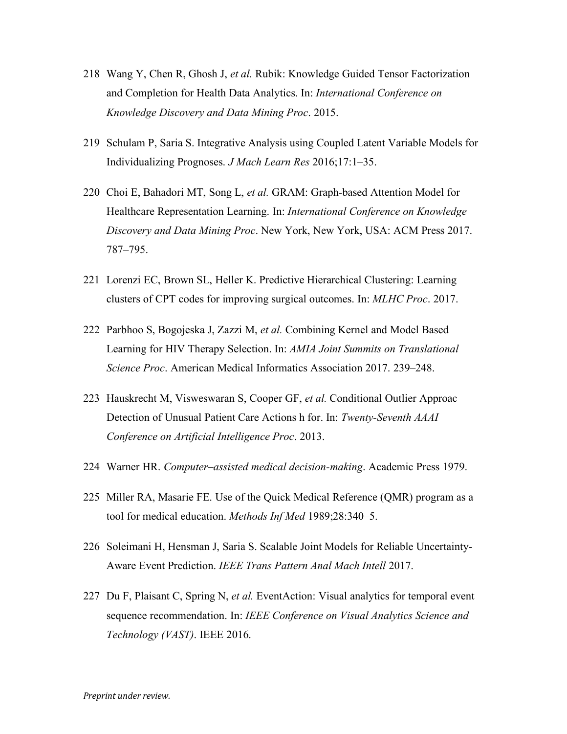218 Wang Y, Chen R, Ghosh J, *et al.* Rubik: Knowledge Guided Tensor Factorization and Completion for Health Data Analytics. In: *International Conference on Knowledge Discovery and Data Mining Proc*. 2015.

219 Schulam P, Saria S. Integrative Analysis using Coupled Latent Variable Models for Individualizing Prognoses. *J Mach Learn Res* 2016;17:1–35.

220 Choi E, Bahadori MT, Song L, *et al.* GRAM: Graph-based Attention Model for Healthcare Representation Learning. In: *International Conference on Knowledge Discovery and Data Mining Proc*. New York, New York, USA: ACM Press 2017. 787–795.

221 Lorenzi EC, Brown SL, Heller K. Predictive Hierarchical Clustering: Learning clusters of CPT codes for improving surgical outcomes. In: *MLHC Proc*. 2017.

222 Parbhoo S, Bogojeska J, Zazzi M, *et al.* Combining Kernel and Model Based Learning for HIV Therapy Selection. In: *AMIA Joint Summits on Translational Science Proc*. American Medical Informatics Association 2017. 239–248.

223 Hauskrecht M, Visweswaran S, Cooper GF, *et al.* Conditional Outlier Approac Detection of Unusual Patient Care Actions h for. In: *Twenty-Seventh AAAI Conference on Artificial Intelligence Proc*. 2013.

224 Warner HR. *Computer–assisted medical decision-making*. Academic Press 1979.

225 Miller RA, Masarie FE. Use of the Quick Medical Reference (QMR) program as a tool for medical education. *Methods Inf Med* 1989;28:340–5.

226 Soleimani H, Hensman J, Saria S. Scalable Joint Models for Reliable Uncertainty-Aware Event Prediction. *IEEE Trans Pattern Anal Mach Intell* 2017.

227 Du F, Plaisant C, Spring N, *et al.* EventAction: Visual analytics for temporal event sequence recommendation. In: *IEEE Conference on Visual Analytics Science and Technology (VAST)*. IEEE 2016.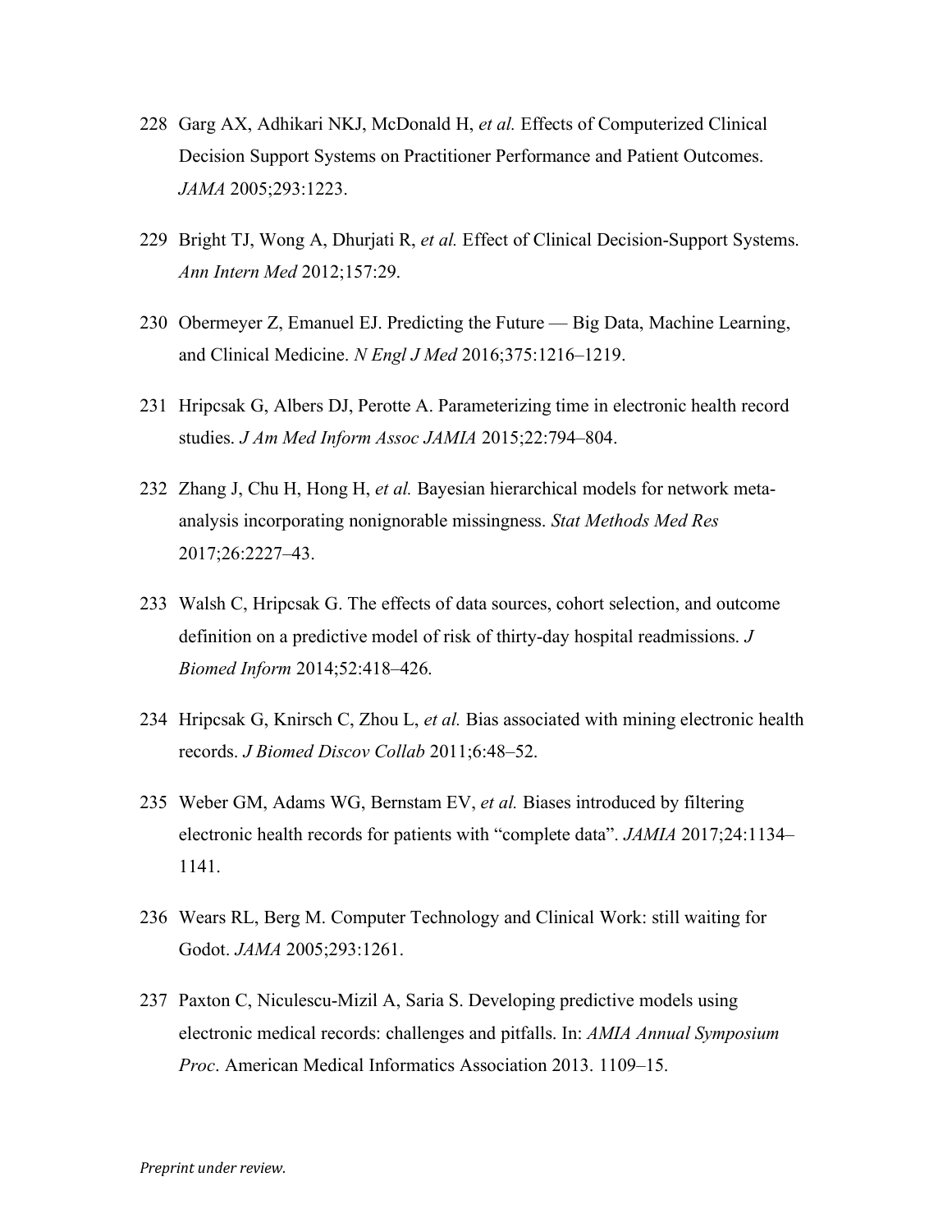228 Garg AX, Adhikari NKJ, McDonald H, *et al.* Effects of Computerized Clinical Decision Support Systems on Practitioner Performance and Patient Outcomes. *JAMA* 2005;293:1223.

229 Bright TJ, Wong A, Dhurjati R, *et al.* Effect of Clinical Decision-Support Systems. *Ann Intern Med* 2012;157:29.

230 Obermeyer Z, Emanuel EJ. Predicting the Future — Big Data, Machine Learning, and Clinical Medicine. *N Engl J Med* 2016;375:1216–1219.

231 Hripcsak G, Albers DJ, Perotte A. Parameterizing time in electronic health record studies. *J Am Med Inform Assoc JAMIA* 2015;22:794–804.

232 Zhang J, Chu H, Hong H, *et al.* Bayesian hierarchical models for network meta-analysis incorporating nonignorable missingness. *Stat Methods Med Res* 2017;26:2227–43.

233 Walsh C, Hripcsak G. The effects of data sources, cohort selection, and outcome definition on a predictive model of risk of thirty-day hospital readmissions. *J Biomed Inform* 2014;52:418–426.

234 Hripcsak G, Knirsch C, Zhou L, *et al.* Bias associated with mining electronic health records. *J Biomed Discov Collab* 2011;6:48–52.

235 Weber GM, Adams WG, Bernstam EV, *et al.* Biases introduced by filtering electronic health records for patients with "complete data". *JAMIA* 2017;24:1134–1141.

236 Wears RL, Berg M. Computer Technology and Clinical Work: still waiting for Godot. *JAMA* 2005;293:1261.

237 Paxton C, Niculescu-Mizil A, Saria S. Developing predictive models using electronic medical records: challenges and pitfalls. In: *AMIA Annual Symposium Proc*. American Medical Informatics Association 2013. 1109–15.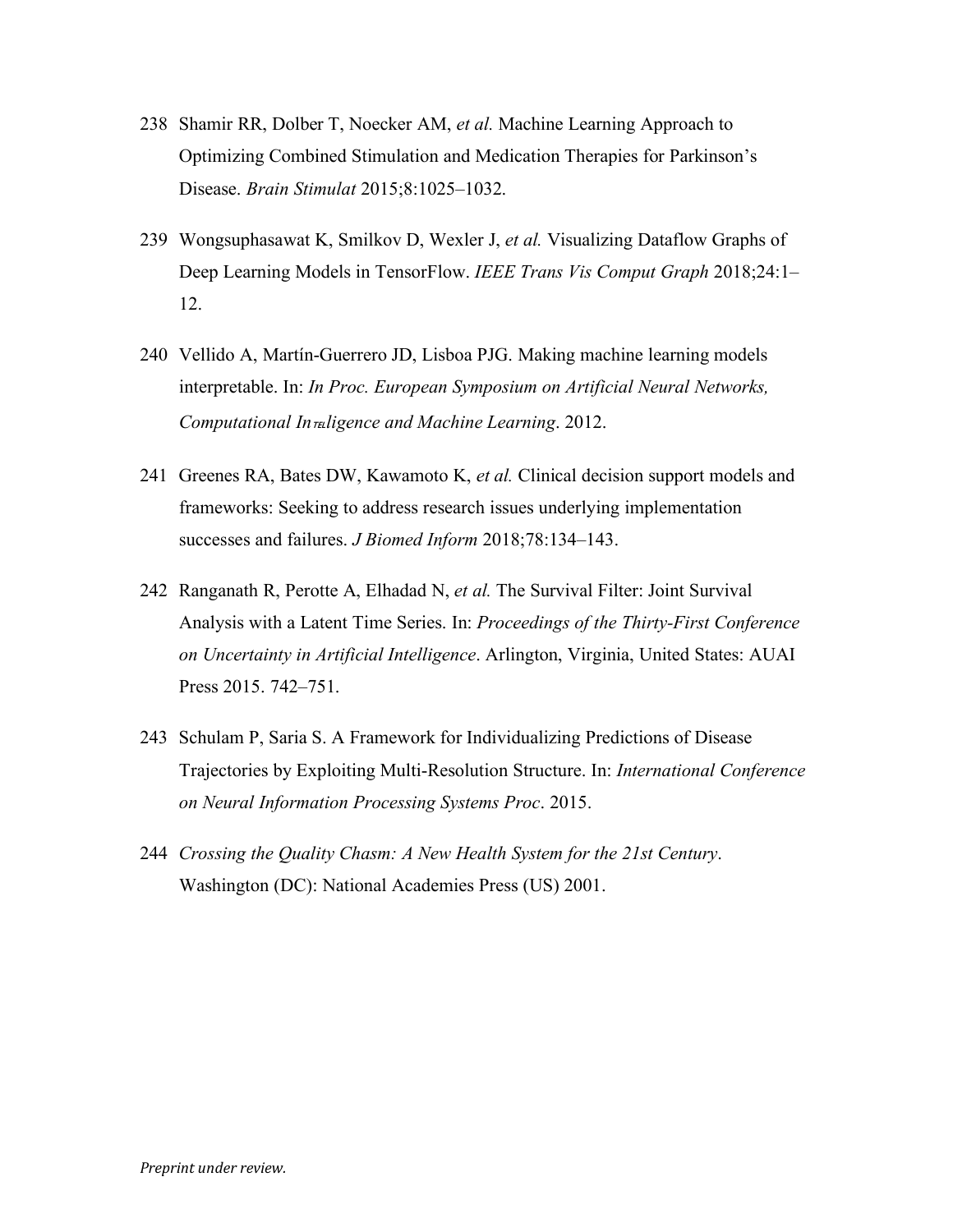238 Shamir RR, Dolber T, Noecker AM, *et al.* Machine Learning Approach to Optimizing Combined Stimulation and Medication Therapies for Parkinson's Disease. *Brain Stimulat* 2015;8:1025–1032.

239 Wongsuphasawat K, Smilkov D, Wexler J, *et al.* Visualizing Dataflow Graphs of Deep Learning Models in TensorFlow. *IEEE Trans Vis Comput Graph* 2018;24:1–12.

240 Vellido A, Martín-Guerrero JD, Lisboa PJG. Making machine learning models interpretable. In: *In Proc. European Symposium on Artificial Neural Networks, Computational Intelligence and Machine Learning*. 2012.

241 Greenes RA, Bates DW, Kawamoto K, *et al.* Clinical decision support models and frameworks: Seeking to address research issues underlying implementation successes and failures. *J Biomed Inform* 2018;78:134–143.

242 Ranganath R, Perotte A, Elhadad N, *et al.* The Survival Filter: Joint Survival Analysis with a Latent Time Series. In: *Proceedings of the Thirty-First Conference on Uncertainty in Artificial Intelligence*. Arlington, Virginia, United States: AUAI Press 2015. 742–751.

243 Schulam P, Saria S. A Framework for Individualizing Predictions of Disease Trajectories by Exploiting Multi-Resolution Structure. In: *International Conference on Neural Information Processing Systems Proc*. 2015.

244 *Crossing the Quality Chasm: A New Health System for the 21st Century*. Washington (DC): National Academies Press (US) 2001.

*Preprint under review.*